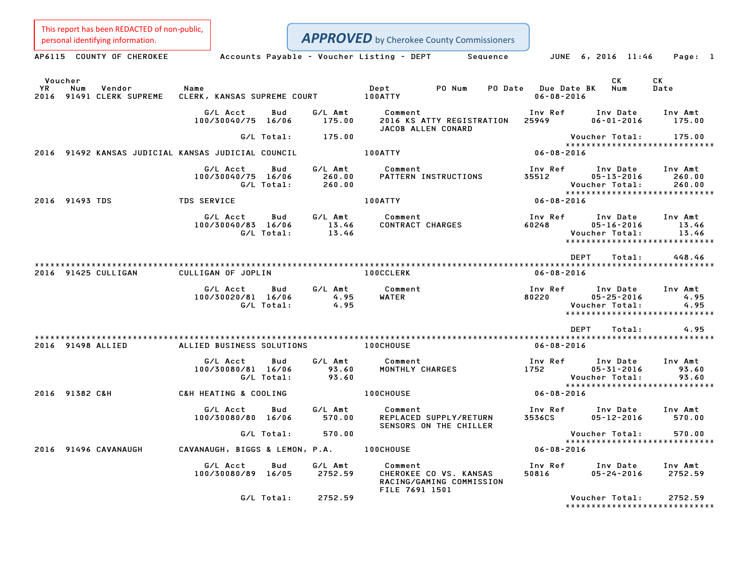This report has been REDACTED of non-public, personal identifying information.

**APPROVED** by Cherokee County Commissioners

AP6115 COUNTY OF CHEROKEE — Accounts Payable - Voucher Listing - DEPT Sequence — JUNE 6, 2016 11:46

| Voucher YR | Num | Vendor | Name | Dept | PO Num | PO Date | Due Date BK | CK Num | CK Date |
|---|---|---|---|---|---|---|---|---|---|
| 2016 | 91491 | CLERK SUPREME | CLERK, KANSAS SUPREME COURT | 100ATTY | | | 06-08-2016 | | |

| G/L Acct | Bud | G/L Amt | Comment | Inv Ref | Inv Date | Inv Amt |
|---|---|---|---|---|---|---|
| 100/30040/75 | 16/06 | 175.00 | 2016 KS ATTY REGISTRATION JACOB ALLEN CONARD | 25949 | 06-01-2016 | 175.00 |
| | G/L Total: | 175.00 | | | Voucher Total: | 175.00 |

| Voucher YR | Num | Vendor | Name | Dept | Due Date |
|---|---|---|---|---|---|
| 2016 | 91492 | KANSAS JUDICIAL | KANSAS JUDICIAL COUNCIL | 100ATTY | 06-08-2016 |

| G/L Acct | Bud | G/L Amt | Comment | Inv Ref | Inv Date | Inv Amt |
|---|---|---|---|---|---|---|
| 100/30040/75 | 16/06 | 260.00 | PATTERN INSTRUCTIONS | 35512 | 05-13-2016 | 260.00 |
| | G/L Total: | 260.00 | | | Voucher Total: | 260.00 |

| Voucher YR | Num | Vendor | Name | Dept | Due Date |
|---|---|---|---|---|---|
| 2016 | 91493 | TDS | TDS SERVICE | 100ATTY | 06-08-2016 |

| G/L Acct | Bud | G/L Amt | Comment | Inv Ref | Inv Date | Inv Amt |
|---|---|---|---|---|---|---|
| 100/30040/83 | 16/06 | 13.46 | CONTRACT CHARGES | 60248 | 05-16-2016 | 13.46 |
| | G/L Total: | 13.46 | | | Voucher Total: | 13.46 |

DEPT Total: 448.46

| Voucher YR | Num | Vendor | Name | Dept | Due Date |
|---|---|---|---|---|---|
| 2016 | 91425 | CULLIGAN | CULLIGAN OF JOPLIN | 100CCLERK | 06-08-2016 |

| G/L Acct | Bud | G/L Amt | Comment | Inv Ref | Inv Date | Inv Amt |
|---|---|---|---|---|---|---|
| 100/30020/81 | 16/06 | 4.95 | WATER | 80220 | 05-25-2016 | 4.95 |
| | G/L Total: | 4.95 | | | Voucher Total: | 4.95 |

DEPT Total: 4.95

| Voucher YR | Num | Vendor | Name | Dept | Due Date |
|---|---|---|---|---|---|
| 2016 | 91498 | ALLIED | ALLIED BUSINESS SOLUTIONS | 100CHOUSE | 06-08-2016 |

| G/L Acct | Bud | G/L Amt | Comment | Inv Ref | Inv Date | Inv Amt |
|---|---|---|---|---|---|---|
| 100/30080/81 | 16/06 | 93.60 | MONTHLY CHARGES | 1752 | 05-31-2016 | 93.60 |
| | G/L Total: | 93.60 | | | Voucher Total: | 93.60 |

| Voucher YR | Num | Vendor | Name | Dept | Due Date |
|---|---|---|---|---|---|
| 2016 | 91382 | C&H | C&H HEATING & COOLING | 100CHOUSE | 06-08-2016 |

| G/L Acct | Bud | G/L Amt | Comment | Inv Ref | Inv Date | Inv Amt |
|---|---|---|---|---|---|---|
| 100/30080/80 | 16/06 | 570.00 | REPLACED SUPPLY/RETURN SENSORS ON THE CHILLER | 3536CS | 05-12-2016 | 570.00 |
| | G/L Total: | 570.00 | | | Voucher Total: | 570.00 |

| Voucher YR | Num | Vendor | Name | Dept | Due Date |
|---|---|---|---|---|---|
| 2016 | 91496 | CAVANAUGH | CAVANAUGH, BIGGS & LEMON, P.A. | 100CHOUSE | 06-08-2016 |

| G/L Acct | Bud | G/L Amt | Comment | Inv Ref | Inv Date | Inv Amt |
|---|---|---|---|---|---|---|
| 100/30080/89 | 16/05 | 2752.59 | CHEROKEE CO VS. KANSAS RACING/GAMING COMMISSION FILE 7691 1501 | 50816 | 05-24-2016 | 2752.59 |
| | G/L Total: | 2752.59 | | | Voucher Total: | 2752.59 |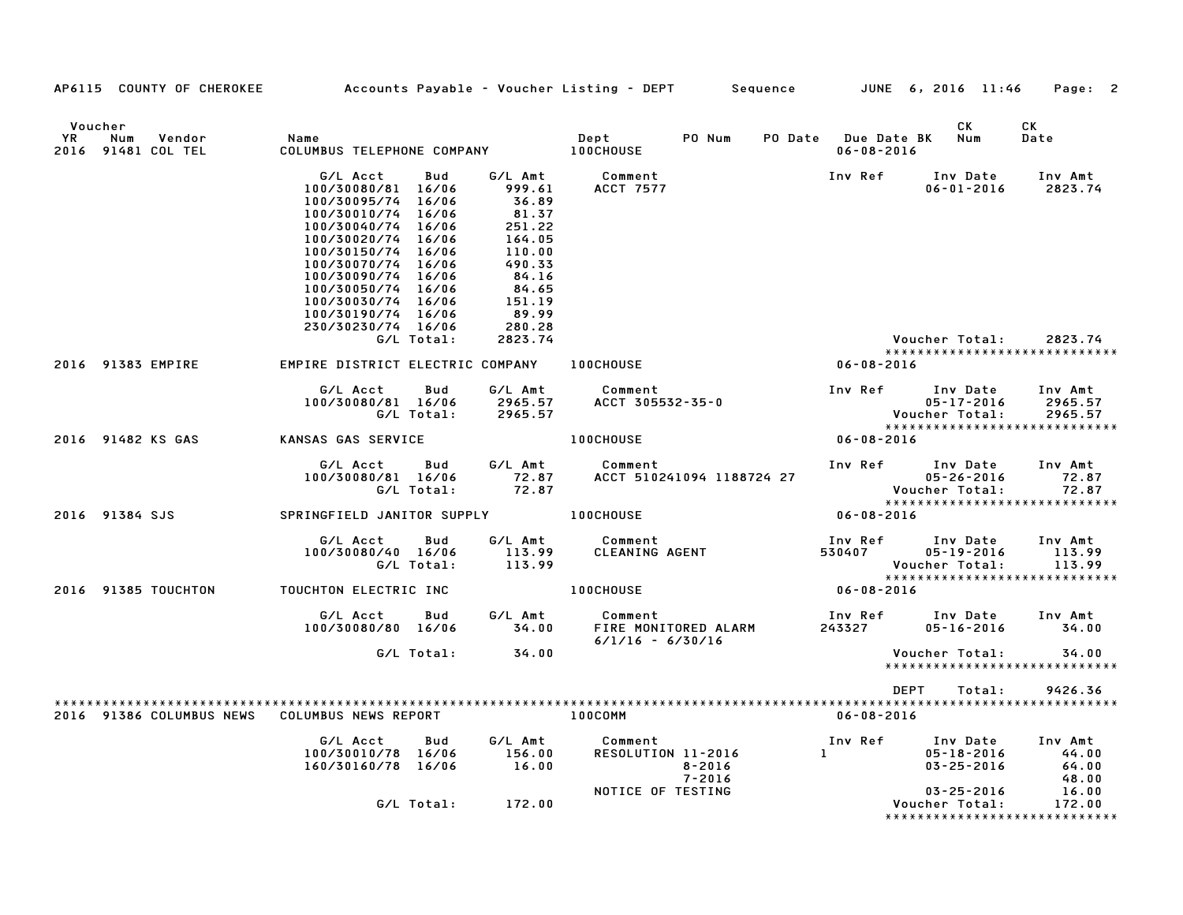AP6115 COUNTY OF CHEROKEE — Accounts Payable - Voucher Listing - DEPT — Sequence — JUNE 6, 2016 11:46

| Voucher YR | Num | Vendor | Name | Dept | PO Num | PO Date | Due Date BK | CK Num | CK Date |
|---|---|---|---|---|---|---|---|---|---|
| 2016 | 91481 | COL TEL | COLUMBUS TELEPHONE COMPANY | 100CHOUSE | | | 06-08-2016 | | |

| G/L Acct | Bud | G/L Amt | Comment | Inv Ref | Inv Date | Inv Amt |
|---|---|---|---|---|---|---|
| 100/30080/81 | 16/06 | 999.61 | ACCT 7577 | | 06-01-2016 | 2823.74 |
| 100/30095/74 | 16/06 | 36.89 | | | | |
| 100/30010/74 | 16/06 | 81.37 | | | | |
| 100/30040/74 | 16/06 | 251.22 | | | | |
| 100/30020/74 | 16/06 | 164.05 | | | | |
| 100/30150/74 | 16/06 | 110.00 | | | | |
| 100/30070/74 | 16/06 | 490.33 | | | | |
| 100/30090/74 | 16/06 | 84.16 | | | | |
| 100/30050/74 | 16/06 | 84.65 | | | | |
| 100/30030/74 | 16/06 | 151.19 | | | | |
| 100/30190/74 | 16/06 | 89.99 | | | | |
| 230/30230/74 | 16/06 | 280.28 | | | | |
| | G/L Total: | 2823.74 | | | Voucher Total: | 2823.74 |

****************************

| Voucher YR | Num | Vendor | Name | Dept | Due Date |
|---|---|---|---|---|---|
| 2016 | 91383 | EMPIRE | EMPIRE DISTRICT ELECTRIC COMPANY | 100CHOUSE | 06-08-2016 |

| G/L Acct | Bud | G/L Amt | Comment | Inv Ref | Inv Date | Inv Amt |
|---|---|---|---|---|---|---|
| 100/30080/81 | 16/06 | 2965.57 | ACCT 305532-35-0 | | 05-17-2016 | 2965.57 |
| | G/L Total: | 2965.57 | | | Voucher Total: | 2965.57 |

****************************

| Voucher YR | Num | Vendor | Name | Dept | Due Date |
|---|---|---|---|---|---|
| 2016 | 91482 | KS GAS | KANSAS GAS SERVICE | 100CHOUSE | 06-08-2016 |

| G/L Acct | Bud | G/L Amt | Comment | Inv Ref | Inv Date | Inv Amt |
|---|---|---|---|---|---|---|
| 100/30080/81 | 16/06 | 72.87 | ACCT 510241094 1188724 27 | | 05-26-2016 | 72.87 |
| | G/L Total: | 72.87 | | | Voucher Total: | 72.87 |

****************************

| Voucher YR | Num | Vendor | Name | Dept | Due Date |
|---|---|---|---|---|---|
| 2016 | 91384 | SJS | SPRINGFIELD JANITOR SUPPLY | 100CHOUSE | 06-08-2016 |

| G/L Acct | Bud | G/L Amt | Comment | Inv Ref | Inv Date | Inv Amt |
|---|---|---|---|---|---|---|
| 100/30080/40 | 16/06 | 113.99 | CLEANING AGENT | 530407 | 05-19-2016 | 113.99 |
| | G/L Total: | 113.99 | | | Voucher Total: | 113.99 |

****************************

| Voucher YR | Num | Vendor | Name | Dept | Due Date |
|---|---|---|---|---|---|
| 2016 | 91385 | TOUCHTON | TOUCHTON ELECTRIC INC | 100CHOUSE | 06-08-2016 |

| G/L Acct | Bud | G/L Amt | Comment | Inv Ref | Inv Date | Inv Amt |
|---|---|---|---|---|---|---|
| 100/30080/80 | 16/06 | 34.00 | FIRE MONITORED ALARM 6/1/16 - 6/30/16 | 243327 | 05-16-2016 | 34.00 |
| | G/L Total: | 34.00 | | | Voucher Total: | 34.00 |

****************************

DEPT Total: 9426.36

****************************

| Voucher YR | Num | Vendor | Name | Dept | Due Date |
|---|---|---|---|---|---|
| 2016 | 91386 | COLUMBUS NEWS | COLUMBUS NEWS REPORT | 100COMM | 06-08-2016 |

| G/L Acct | Bud | G/L Amt | Comment | Inv Ref | Inv Date | Inv Amt |
|---|---|---|---|---|---|---|
| 100/30010/78 | 16/06 | 156.00 | RESOLUTION 11-2016 | 1 | 05-18-2016 | 44.00 |
| 160/30160/78 | 16/06 | 16.00 | 8-2016 | | 03-25-2016 | 64.00 |
| | | | 7-2016 | | | 48.00 |
| | | | NOTICE OF TESTING | | 03-25-2016 | 16.00 |
| | G/L Total: | 172.00 | | | Voucher Total: | 172.00 |

****************************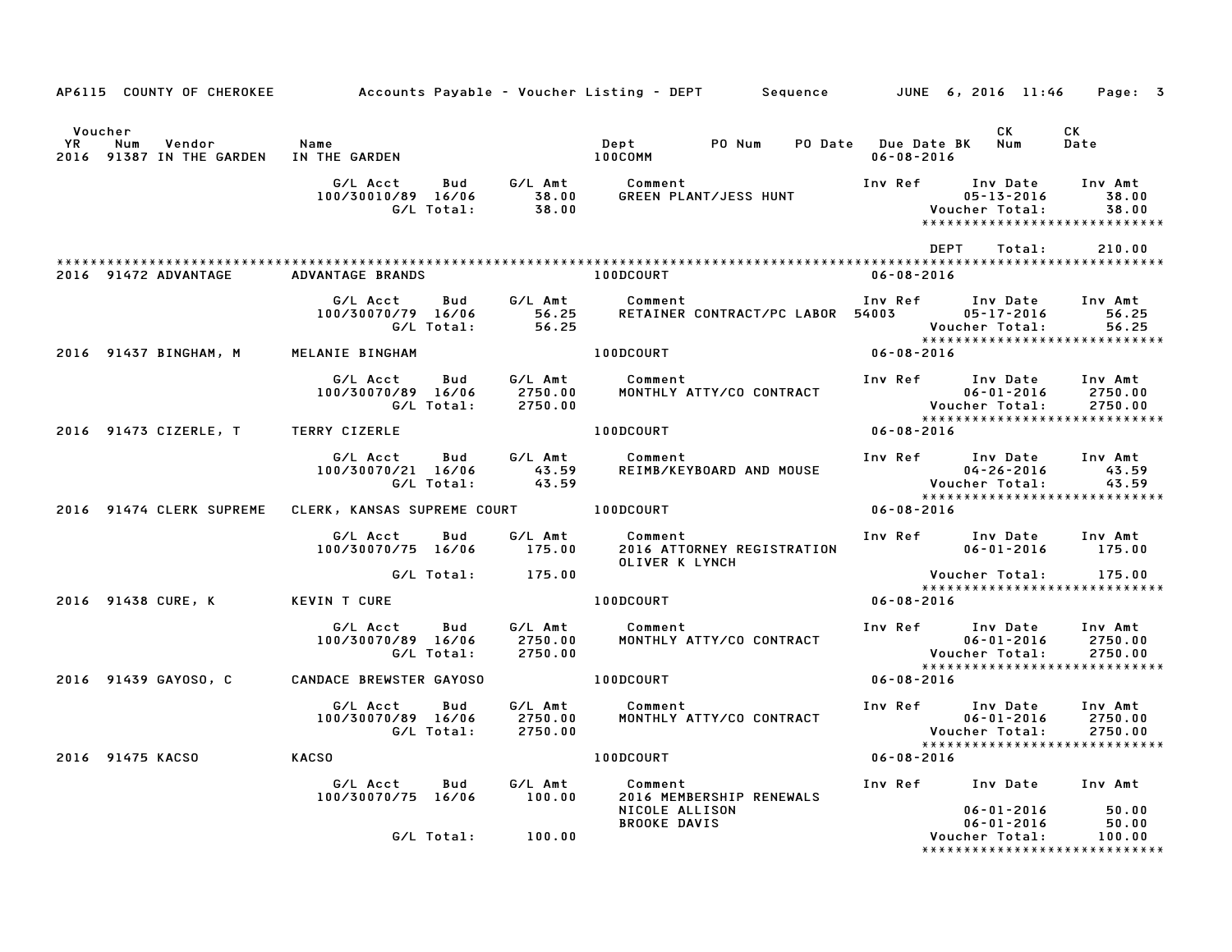AP6115 COUNTY OF CHEROKEE Accounts Payable - Voucher Listing - DEPT Sequence JUNE 6, 2016 11:46

| Voucher YR | Num | Vendor | Name | Dept | PO Num | PO Date | Due Date BK | CK Num | CK Date |
|---|---|---|---|---|---|---|---|---|---|
| 2016 | 91387 | IN THE GARDEN | IN THE GARDEN | 100COMM | | | 06-08-2016 | | |

| G/L Acct | Bud | G/L Amt | Comment | Inv Ref | Inv Date | Inv Amt |
|---|---|---|---|---|---|---|
| 100/30010/89 | 16/06 | 38.00 | GREEN PLANT/JESS HUNT | | 05-13-2016 | 38.00 |
| | G/L Total: | 38.00 | | | Voucher Total: | 38.00 |

******************************

DEPT Total: 210.00

******************************

| Voucher YR | Num | Vendor | Name | Dept | Due Date BK |
|---|---|---|---|---|---|
| 2016 | 91472 | ADVANTAGE | ADVANTAGE BRANDS | 100DCOURT | 06-08-2016 |

| G/L Acct | Bud | G/L Amt | Comment | Inv Ref | Inv Date | Inv Amt |
|---|---|---|---|---|---|---|
| 100/30070/79 | 16/06 | 56.25 | RETAINER CONTRACT/PC LABOR | 54003 | 05-17-2016 | 56.25 |
| | G/L Total: | 56.25 | | | Voucher Total: | 56.25 |

******************************

| Voucher YR | Num | Vendor | Name | Dept | Due Date BK |
|---|---|---|---|---|---|
| 2016 | 91437 | BINGHAM, M | MELANIE BINGHAM | 100DCOURT | 06-08-2016 |

| G/L Acct | Bud | G/L Amt | Comment | Inv Ref | Inv Date | Inv Amt |
|---|---|---|---|---|---|---|
| 100/30070/89 | 16/06 | 2750.00 | MONTHLY ATTY/CO CONTRACT | | 06-01-2016 | 2750.00 |
| | G/L Total: | 2750.00 | | | Voucher Total: | 2750.00 |

******************************

| Voucher YR | Num | Vendor | Name | Dept | Due Date BK |
|---|---|---|---|---|---|
| 2016 | 91473 | CIZERLE, T | TERRY CIZERLE | 100DCOURT | 06-08-2016 |

| G/L Acct | Bud | G/L Amt | Comment | Inv Ref | Inv Date | Inv Amt |
|---|---|---|---|---|---|---|
| 100/30070/21 | 16/06 | 43.59 | REIMB/KEYBOARD AND MOUSE | | 04-26-2016 | 43.59 |
| | G/L Total: | 43.59 | | | Voucher Total: | 43.59 |

******************************

| Voucher YR | Num | Vendor | Name | Dept | Due Date BK |
|---|---|---|---|---|---|
| 2016 | 91474 | CLERK SUPREME | CLERK, KANSAS SUPREME COURT | 100DCOURT | 06-08-2016 |

| G/L Acct | Bud | G/L Amt | Comment | Inv Ref | Inv Date | Inv Amt |
|---|---|---|---|---|---|---|
| 100/30070/75 | 16/06 | 175.00 | 2016 ATTORNEY REGISTRATION | | 06-01-2016 | 175.00 |
| | | | OLIVER K LYNCH | | | |
| | G/L Total: | 175.00 | | | Voucher Total: | 175.00 |

******************************

| Voucher YR | Num | Vendor | Name | Dept | Due Date BK |
|---|---|---|---|---|---|
| 2016 | 91438 | CURE, K | KEVIN T CURE | 100DCOURT | 06-08-2016 |

| G/L Acct | Bud | G/L Amt | Comment | Inv Ref | Inv Date | Inv Amt |
|---|---|---|---|---|---|---|
| 100/30070/89 | 16/06 | 2750.00 | MONTHLY ATTY/CO CONTRACT | | 06-01-2016 | 2750.00 |
| | G/L Total: | 2750.00 | | | Voucher Total: | 2750.00 |

******************************

| Voucher YR | Num | Vendor | Name | Dept | Due Date BK |
|---|---|---|---|---|---|
| 2016 | 91439 | GAYOSO, C | CANDACE BREWSTER GAYOSO | 100DCOURT | 06-08-2016 |

| G/L Acct | Bud | G/L Amt | Comment | Inv Ref | Inv Date | Inv Amt |
|---|---|---|---|---|---|---|
| 100/30070/89 | 16/06 | 2750.00 | MONTHLY ATTY/CO CONTRACT | | 06-01-2016 | 2750.00 |
| | G/L Total: | 2750.00 | | | Voucher Total: | 2750.00 |

******************************

| Voucher YR | Num | Vendor | Name | Dept | Due Date BK |
|---|---|---|---|---|---|
| 2016 | 91475 | KACSO | KACSO | 100DCOURT | 06-08-2016 |

| G/L Acct | Bud | G/L Amt | Comment | Inv Ref | Inv Date | Inv Amt |
|---|---|---|---|---|---|---|
| 100/30070/75 | 16/06 | 100.00 | 2016 MEMBERSHIP RENEWALS | | | |
| | | | NICOLE ALLISON | | 06-01-2016 | 50.00 |
| | | | BROOKE DAVIS | | 06-01-2016 | 50.00 |
| | G/L Total: | 100.00 | | | Voucher Total: | 100.00 |

******************************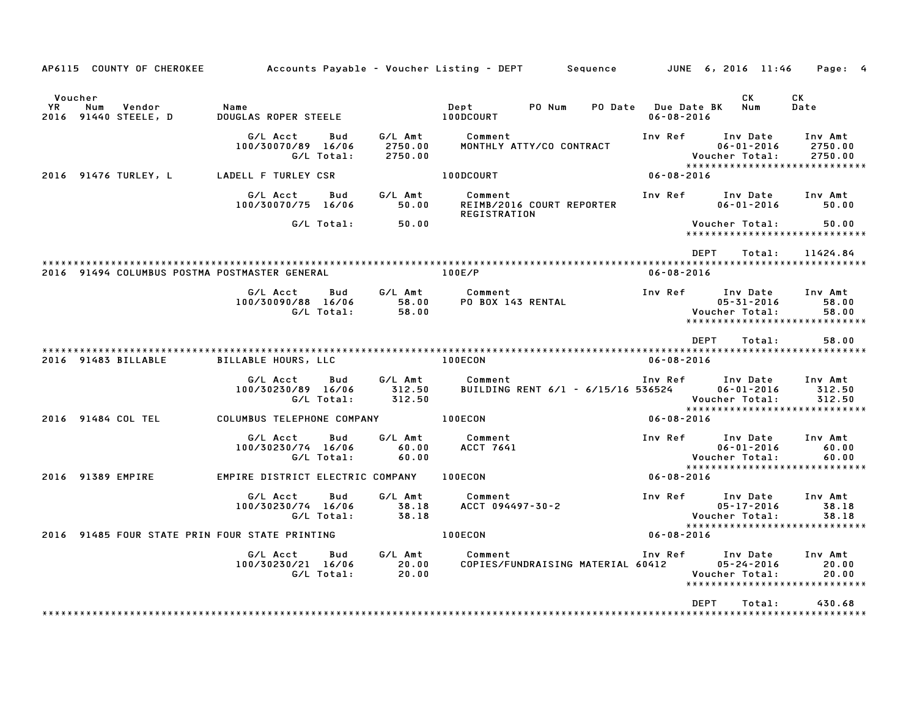AP6115 COUNTY OF CHEROKEE — Accounts Payable - Voucher Listing - DEPT — Sequence — JUNE 6, 2016 11:46

| Voucher YR | Num | Vendor | Name | Dept | PO Num | PO Date | Due Date BK | CK Num | CK Date |
|---|---|---|---|---|---|---|---|---|---|
| 2016 | 91440 | STEELE, D | DOUGLAS ROPER STEELE | 100DCOURT | | | 06-08-2016 | | |

| G/L Acct | Bud | G/L Amt | Comment | Inv Ref | Inv Date | Inv Amt |
|---|---|---|---|---|---|---|
| 100/30070/89 | 16/06 | 2750.00 | MONTHLY ATTY/CO CONTRACT | | 06-01-2016 | 2750.00 |
| | G/L Total: | 2750.00 | | | Voucher Total: | 2750.00 |

*****************************

| YR | Num | Vendor | Name | Dept | Due Date |
|---|---|---|---|---|---|
| 2016 | 91476 | TURLEY, L | LADELL F TURLEY CSR | 100DCOURT | 06-08-2016 |

| G/L Acct | Bud | G/L Amt | Comment | Inv Ref | Inv Date | Inv Amt |
|---|---|---|---|---|---|---|
| 100/30070/75 | 16/06 | 50.00 | REIMB/2016 COURT REPORTER REGISTRATION | | 06-01-2016 | 50.00 |
| | G/L Total: | 50.00 | | | Voucher Total: | 50.00 |

*****************************

DEPT Total: 11424.84

*****************************

| YR | Num | Vendor | Name | Dept | Due Date |
|---|---|---|---|---|---|
| 2016 | 91494 | COLUMBUS POSTMA | POSTMASTER GENERAL | 100E/P | 06-08-2016 |

| G/L Acct | Bud | G/L Amt | Comment | Inv Ref | Inv Date | Inv Amt |
|---|---|---|---|---|---|---|
| 100/30090/88 | 16/06 | 58.00 | PO BOX 143 RENTAL | | 05-31-2016 | 58.00 |
| | G/L Total: | 58.00 | | | Voucher Total: | 58.00 |

*****************************

DEPT Total: 58.00

*****************************

| YR | Num | Vendor | Name | Dept | Due Date |
|---|---|---|---|---|---|
| 2016 | 91483 | BILLABLE | BILLABLE HOURS, LLC | 100ECON | 06-08-2016 |

| G/L Acct | Bud | G/L Amt | Comment | Inv Ref | Inv Date | Inv Amt |
|---|---|---|---|---|---|---|
| 100/30230/89 | 16/06 | 312.50 | BUILDING RENT 6/1 - 6/15/16 | 536524 | 06-01-2016 | 312.50 |
| | G/L Total: | 312.50 | | | Voucher Total: | 312.50 |

*****************************

| YR | Num | Vendor | Name | Dept | Due Date |
|---|---|---|---|---|---|
| 2016 | 91484 | COL TEL | COLUMBUS TELEPHONE COMPANY | 100ECON | 06-08-2016 |

| G/L Acct | Bud | G/L Amt | Comment | Inv Ref | Inv Date | Inv Amt |
|---|---|---|---|---|---|---|
| 100/30230/74 | 16/06 | 60.00 | ACCT 7641 | | 06-01-2016 | 60.00 |
| | G/L Total: | 60.00 | | | Voucher Total: | 60.00 |

*****************************

| YR | Num | Vendor | Name | Dept | Due Date |
|---|---|---|---|---|---|
| 2016 | 91389 | EMPIRE | EMPIRE DISTRICT ELECTRIC COMPANY | 100ECON | 06-08-2016 |

| G/L Acct | Bud | G/L Amt | Comment | Inv Ref | Inv Date | Inv Amt |
|---|---|---|---|---|---|---|
| 100/30230/74 | 16/06 | 38.18 | ACCT 094497-30-2 | | 05-17-2016 | 38.18 |
| | G/L Total: | 38.18 | | | Voucher Total: | 38.18 |

*****************************

| YR | Num | Vendor | Name | Dept | Due Date |
|---|---|---|---|---|---|
| 2016 | 91485 | FOUR STATE PRIN | FOUR STATE PRINTING | 100ECON | 06-08-2016 |

| G/L Acct | Bud | G/L Amt | Comment | Inv Ref | Inv Date | Inv Amt |
|---|---|---|---|---|---|---|
| 100/30230/21 | 16/06 | 20.00 | COPIES/FUNDRAISING MATERIAL | 60412 | 05-24-2016 | 20.00 |
| | G/L Total: | 20.00 | | | Voucher Total: | 20.00 |

*****************************

DEPT Total: 430.68

*****************************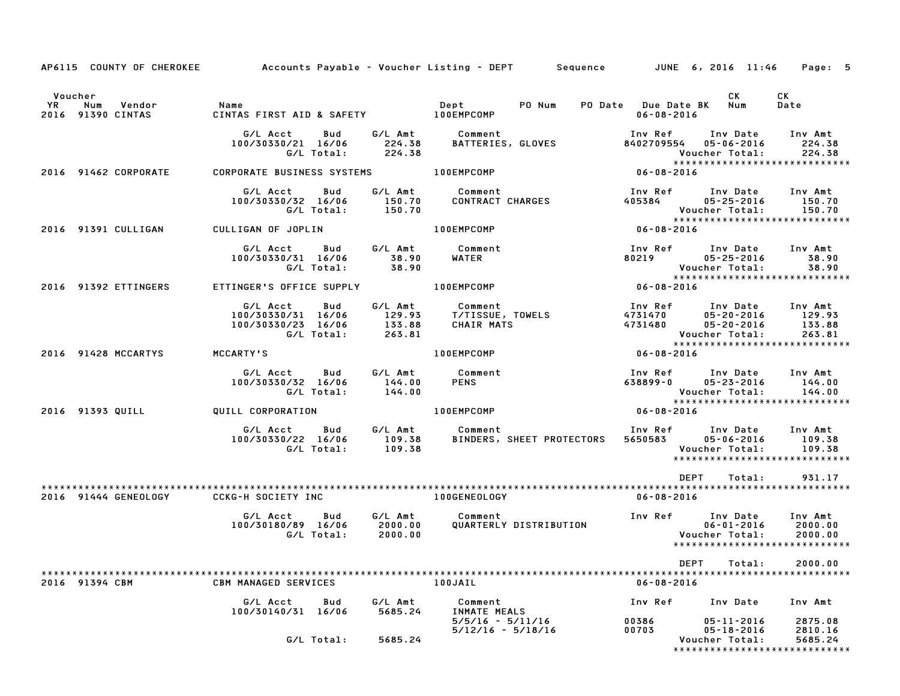AP6115 COUNTY OF CHEROKEE — Accounts Payable - Voucher Listing - DEPT — Sequence — JUNE 6, 2016 11:46

| Voucher YR | Num | Vendor | Name | Dept | PO Num | PO Date | Due Date | BK | CK Num | CK Date |
|---|---|---|---|---|---|---|---|---|---|---|
| 2016 | 91390 | CINTAS | CINTAS FIRST AID & SAFETY | 100EMPCOMP | | | 06-08-2016 | | | |

| G/L Acct | Bud | G/L Amt | Comment | Inv Ref | Inv Date | Inv Amt |
|---|---|---|---|---|---|---|
| 100/30330/21 | 16/06 | 224.38 | BATTERIES, GLOVES | 8402709554 | 05-06-2016 | 224.38 |
| | G/L Total: | 224.38 | | | Voucher Total: | 224.38 |

****************************

| Voucher YR | Num | Vendor | Name | Dept | Due Date |
|---|---|---|---|---|---|
| 2016 | 91462 | CORPORATE | CORPORATE BUSINESS SYSTEMS | 100EMPCOMP | 06-08-2016 |

| G/L Acct | Bud | G/L Amt | Comment | Inv Ref | Inv Date | Inv Amt |
|---|---|---|---|---|---|---|
| 100/30330/32 | 16/06 | 150.70 | CONTRACT CHARGES | 405384 | 05-25-2016 | 150.70 |
| | G/L Total: | 150.70 | | | Voucher Total: | 150.70 |

****************************

| Voucher YR | Num | Vendor | Name | Dept | Due Date |
|---|---|---|---|---|---|
| 2016 | 91391 | CULLIGAN | CULLIGAN OF JOPLIN | 100EMPCOMP | 06-08-2016 |

| G/L Acct | Bud | G/L Amt | Comment | Inv Ref | Inv Date | Inv Amt |
|---|---|---|---|---|---|---|
| 100/30330/31 | 16/06 | 38.90 | WATER | 80219 | 05-25-2016 | 38.90 |
| | G/L Total: | 38.90 | | | Voucher Total: | 38.90 |

****************************

| Voucher YR | Num | Vendor | Name | Dept | Due Date |
|---|---|---|---|---|---|
| 2016 | 91392 | ETTINGERS | ETTINGER'S OFFICE SUPPLY | 100EMPCOMP | 06-08-2016 |

| G/L Acct | Bud | G/L Amt | Comment | Inv Ref | Inv Date | Inv Amt |
|---|---|---|---|---|---|---|
| 100/30330/31 | 16/06 | 129.93 | T/TISSUE, TOWELS | 4731470 | 05-20-2016 | 129.93 |
| 100/30330/23 | 16/06 | 133.88 | CHAIR MATS | 4731480 | 05-20-2016 | 133.88 |
| | G/L Total: | 263.81 | | | Voucher Total: | 263.81 |

****************************

| Voucher YR | Num | Vendor | Name | Dept | Due Date |
|---|---|---|---|---|---|
| 2016 | 91428 | MCCARTYS | MCCARTY'S | 100EMPCOMP | 06-08-2016 |

| G/L Acct | Bud | G/L Amt | Comment | Inv Ref | Inv Date | Inv Amt |
|---|---|---|---|---|---|---|
| 100/30330/32 | 16/06 | 144.00 | PENS | 638899-0 | 05-23-2016 | 144.00 |
| | G/L Total: | 144.00 | | | Voucher Total: | 144.00 |

****************************

| Voucher YR | Num | Vendor | Name | Dept | Due Date |
|---|---|---|---|---|---|
| 2016 | 91393 | QUILL | QUILL CORPORATION | 100EMPCOMP | 06-08-2016 |

| G/L Acct | Bud | G/L Amt | Comment | Inv Ref | Inv Date | Inv Amt |
|---|---|---|---|---|---|---|
| 100/30330/22 | 16/06 | 109.38 | BINDERS, SHEET PROTECTORS | 5650583 | 05-06-2016 | 109.38 |
| | G/L Total: | 109.38 | | | Voucher Total: | 109.38 |

****************************

DEPT Total: 931.17

****************************

| Voucher YR | Num | Vendor | Name | Dept | Due Date |
|---|---|---|---|---|---|
| 2016 | 91444 | GENEOLOGY | CCKG-H SOCIETY INC | 100GENEOLOGY | 06-08-2016 |

| G/L Acct | Bud | G/L Amt | Comment | Inv Ref | Inv Date | Inv Amt |
|---|---|---|---|---|---|---|
| 100/30180/89 | 16/06 | 2000.00 | QUARTERLY DISTRIBUTION | | 06-01-2016 | 2000.00 |
| | G/L Total: | 2000.00 | | | Voucher Total: | 2000.00 |

****************************

DEPT Total: 2000.00

****************************

| Voucher YR | Num | Vendor | Name | Dept | Due Date |
|---|---|---|---|---|---|
| 2016 | 91394 | CBM | CBM MANAGED SERVICES | 100JAIL | 06-08-2016 |

| G/L Acct | Bud | G/L Amt | Comment | Inv Ref | Inv Date | Inv Amt |
|---|---|---|---|---|---|---|
| 100/30140/31 | 16/06 | 5685.24 | INMATE MEALS | | | |
| | | | 5/5/16 - 5/11/16 | 00386 | 05-11-2016 | 2875.08 |
| | | | 5/12/16 - 5/18/16 | 00703 | 05-18-2016 | 2810.16 |
| | G/L Total: | 5685.24 | | | Voucher Total: | 5685.24 |

****************************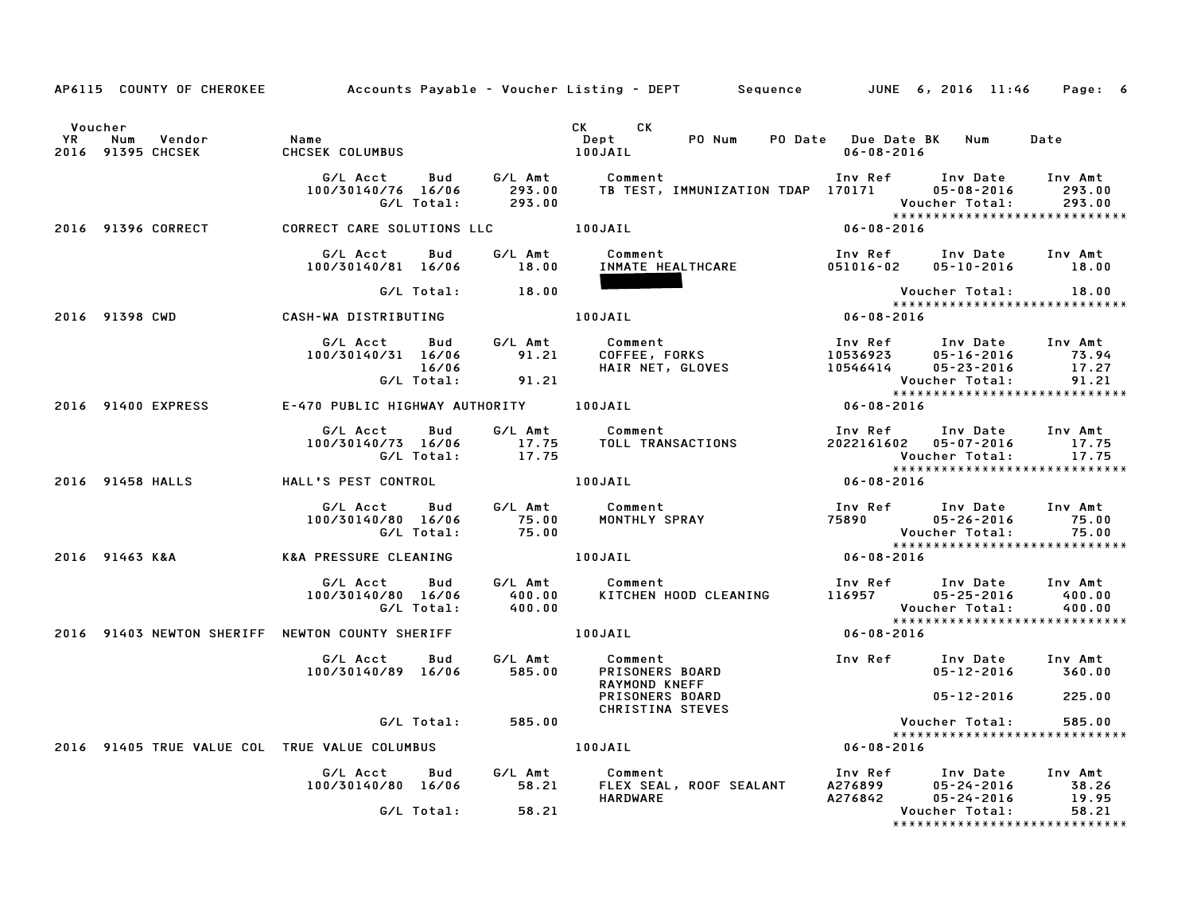AP6115 COUNTY OF CHEROKEE     Accounts Payable - Voucher Listing - DEPT     Sequence     JUNE 6, 2016 11:46

| Voucher YR | Num | Vendor | Name | CK Dept | CK | PO Num | PO Date | Due Date | BK | Num | Date |
|---|---|---|---|---|---|---|---|---|---|---|---|
| 2016 | 91395 | CHCSEK | CHCSEK COLUMBUS | 100JAIL | | | | 06-08-2016 | | | |

| G/L Acct | Bud | G/L Amt | Comment | Inv Ref | Inv Date | Inv Amt |
|---|---|---|---|---|---|---|
| 100/30140/76 | 16/06 | 293.00 | TB TEST, IMMUNIZATION TDAP | 170171 | 05-08-2016 | 293.00 |
| | G/L Total: | 293.00 | | | Voucher Total: | 293.00 |

*****************************

**2016 91396 CORRECT** — CORRECT CARE SOLUTIONS LLC — 100JAIL — 06-08-2016

| G/L Acct | Bud | G/L Amt | Comment | Inv Ref | Inv Date | Inv Amt |
|---|---|---|---|---|---|---|
| 100/30140/81 | 16/06 | 18.00 | INMATE HEALTHCARE | 051016-02 | 05-10-2016 | 18.00 |
| | G/L Total: | 18.00 | | | Voucher Total: | 18.00 |

*****************************

**2016 91398 CWD** — CASH-WA DISTRIBUTING — 100JAIL — 06-08-2016

| G/L Acct | Bud | G/L Amt | Comment | Inv Ref | Inv Date | Inv Amt |
|---|---|---|---|---|---|---|
| 100/30140/31 | 16/06 | 91.21 | COFFEE, FORKS | 10536923 | 05-16-2016 | 73.94 |
| | 16/06 | | HAIR NET, GLOVES | 10546414 | 05-23-2016 | 17.27 |
| | G/L Total: | 91.21 | | | Voucher Total: | 91.21 |

*****************************

**2016 91400 EXPRESS** — E-470 PUBLIC HIGHWAY AUTHORITY — 100JAIL — 06-08-2016

| G/L Acct | Bud | G/L Amt | Comment | Inv Ref | Inv Date | Inv Amt |
|---|---|---|---|---|---|---|
| 100/30140/73 | 16/06 | 17.75 | TOLL TRANSACTIONS | 2022161602 | 05-07-2016 | 17.75 |
| | G/L Total: | 17.75 | | | Voucher Total: | 17.75 |

*****************************

**2016 91458 HALLS** — HALL'S PEST CONTROL — 100JAIL — 06-08-2016

| G/L Acct | Bud | G/L Amt | Comment | Inv Ref | Inv Date | Inv Amt |
|---|---|---|---|---|---|---|
| 100/30140/80 | 16/06 | 75.00 | MONTHLY SPRAY | 75890 | 05-26-2016 | 75.00 |
| | G/L Total: | 75.00 | | | Voucher Total: | 75.00 |

*****************************

**2016 91463 K&A** — K&A PRESSURE CLEANING — 100JAIL — 06-08-2016

| G/L Acct | Bud | G/L Amt | Comment | Inv Ref | Inv Date | Inv Amt |
|---|---|---|---|---|---|---|
| 100/30140/80 | 16/06 | 400.00 | KITCHEN HOOD CLEANING | 116957 | 05-25-2016 | 400.00 |
| | G/L Total: | 400.00 | | | Voucher Total: | 400.00 |

*****************************

**2016 91403 NEWTON SHERIFF** — NEWTON COUNTY SHERIFF — 100JAIL — 06-08-2016

| G/L Acct | Bud | G/L Amt | Comment | Inv Ref | Inv Date | Inv Amt |
|---|---|---|---|---|---|---|
| 100/30140/89 | 16/06 | 585.00 | PRISONERS BOARD RAYMOND KNEFF | | 05-12-2016 | 360.00 |
| | | | PRISONERS BOARD CHRISTINA STEVES | | 05-12-2016 | 225.00 |
| | G/L Total: | 585.00 | | | Voucher Total: | 585.00 |

*****************************

**2016 91405 TRUE VALUE COL** — TRUE VALUE COLUMBUS — 100JAIL — 06-08-2016

| G/L Acct | Bud | G/L Amt | Comment | Inv Ref | Inv Date | Inv Amt |
|---|---|---|---|---|---|---|
| 100/30140/80 | 16/06 | 58.21 | FLEX SEAL, ROOF SEALANT | A276899 | 05-24-2016 | 38.26 |
| | | | HARDWARE | A276842 | 05-24-2016 | 19.95 |
| | G/L Total: | 58.21 | | | Voucher Total: | 58.21 |

*****************************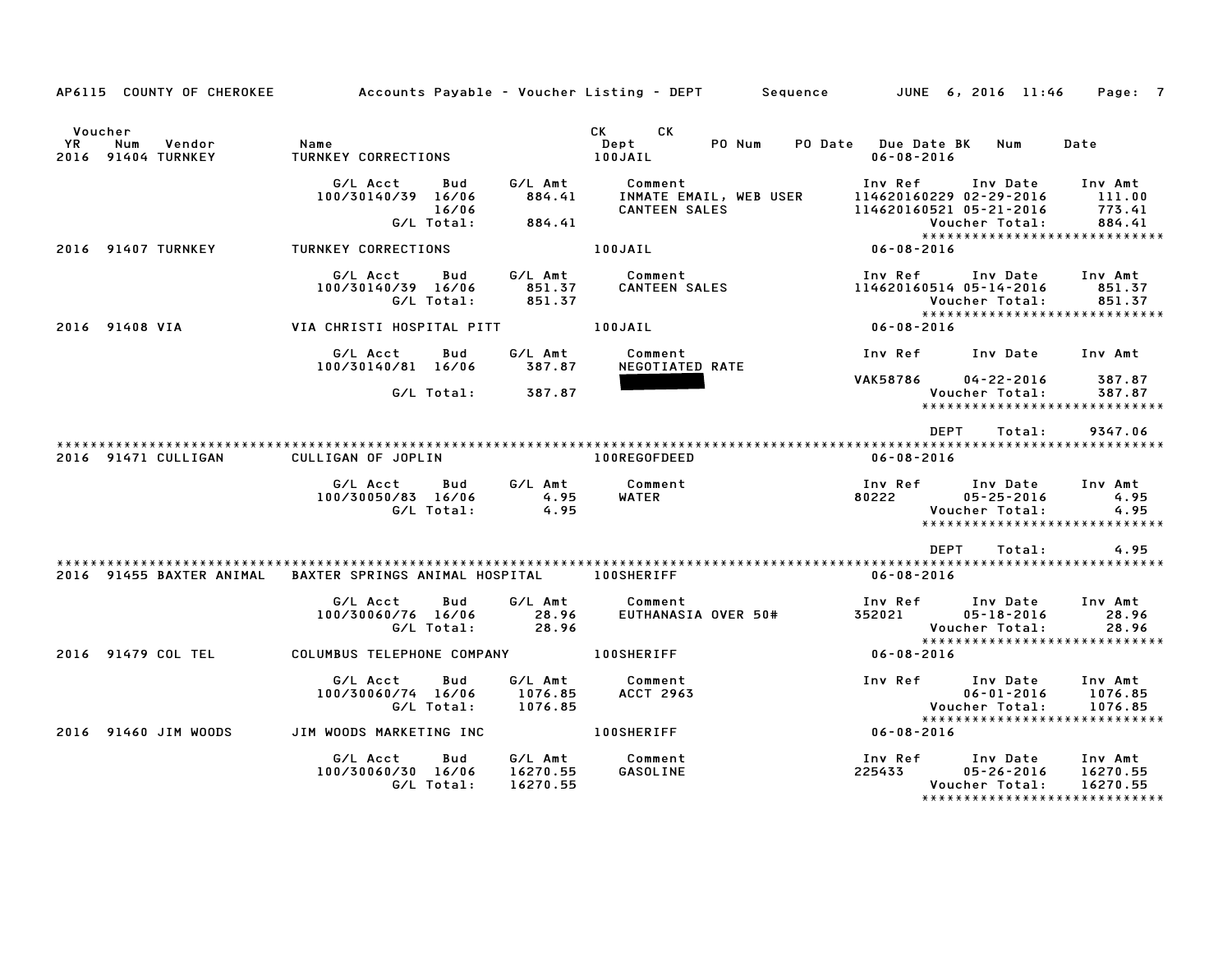AP6115 COUNTY OF CHEROKEE — Accounts Payable - Voucher Listing - DEPT — Sequence — JUNE 6, 2016 11:46

| Voucher YR | Num | Vendor | Name | | | CK Dept | CK PO Num | PO Date | Due Date BK | Num | Date |
|---|---|---|---|---|---|---|---|---|---|---|---|
| 2016 | 91404 | TURNKEY | TURNKEY CORRECTIONS | | | 100JAIL | | | 06-08-2016 | | |

| G/L Acct | Bud | G/L Amt | Comment | Inv Ref | Inv Date | Inv Amt |
|---|---|---|---|---|---|---|
| 100/30140/39 | 16/06 | 884.41 | INMATE EMAIL, WEB USER | 114620160229 | 02-29-2016 | 111.00 |
| | 16/06 | | CANTEEN SALES | 114620160521 | 05-21-2016 | 773.41 |
| | G/L Total: | 884.41 | | | Voucher Total: | 884.41 |

2016 91407 TURNKEY — TURNKEY CORRECTIONS — 100JAIL — 06-08-2016

| G/L Acct | Bud | G/L Amt | Comment | Inv Ref | Inv Date | Inv Amt |
|---|---|---|---|---|---|---|
| 100/30140/39 | 16/06 | 851.37 | CANTEEN SALES | 114620160514 | 05-14-2016 | 851.37 |
| | G/L Total: | 851.37 | | | Voucher Total: | 851.37 |

2016 91408 VIA — VIA CHRISTI HOSPITAL PITT — 100JAIL — 06-08-2016

| G/L Acct | Bud | G/L Amt | Comment | Inv Ref | Inv Date | Inv Amt |
|---|---|---|---|---|---|---|
| 100/30140/81 | 16/06 | 387.87 | NEGOTIATED RATE | | | |
| | | | | VAK58786 | 04-22-2016 | 387.87 |
| | G/L Total: | 387.87 | | | Voucher Total: | 387.87 |

DEPT Total: 9347.06

2016 91471 CULLIGAN — CULLIGAN OF JOPLIN — 100REGOFDEED — 06-08-2016

| G/L Acct | Bud | G/L Amt | Comment | Inv Ref | Inv Date | Inv Amt |
|---|---|---|---|---|---|---|
| 100/30050/83 | 16/06 | 4.95 | WATER | 80222 | 05-25-2016 | 4.95 |
| | G/L Total: | 4.95 | | | Voucher Total: | 4.95 |

DEPT Total: 4.95

2016 91455 BAXTER ANIMAL — BAXTER SPRINGS ANIMAL HOSPITAL — 100SHERIFF — 06-08-2016

| G/L Acct | Bud | G/L Amt | Comment | Inv Ref | Inv Date | Inv Amt |
|---|---|---|---|---|---|---|
| 100/30060/76 | 16/06 | 28.96 | EUTHANASIA OVER 50# | 352021 | 05-18-2016 | 28.96 |
| | G/L Total: | 28.96 | | | Voucher Total: | 28.96 |

2016 91479 COL TEL — COLUMBUS TELEPHONE COMPANY — 100SHERIFF — 06-08-2016

| G/L Acct | Bud | G/L Amt | Comment | Inv Ref | Inv Date | Inv Amt |
|---|---|---|---|---|---|---|
| 100/30060/74 | 16/06 | 1076.85 | ACCT 2963 | | 06-01-2016 | 1076.85 |
| | G/L Total: | 1076.85 | | | Voucher Total: | 1076.85 |

2016 91460 JIM WOODS — JIM WOODS MARKETING INC — 100SHERIFF — 06-08-2016

| G/L Acct | Bud | G/L Amt | Comment | Inv Ref | Inv Date | Inv Amt |
|---|---|---|---|---|---|---|
| 100/30060/30 | 16/06 | 16270.55 | GASOLINE | 225433 | 05-26-2016 | 16270.55 |
| | G/L Total: | 16270.55 | | | Voucher Total: | 16270.55 |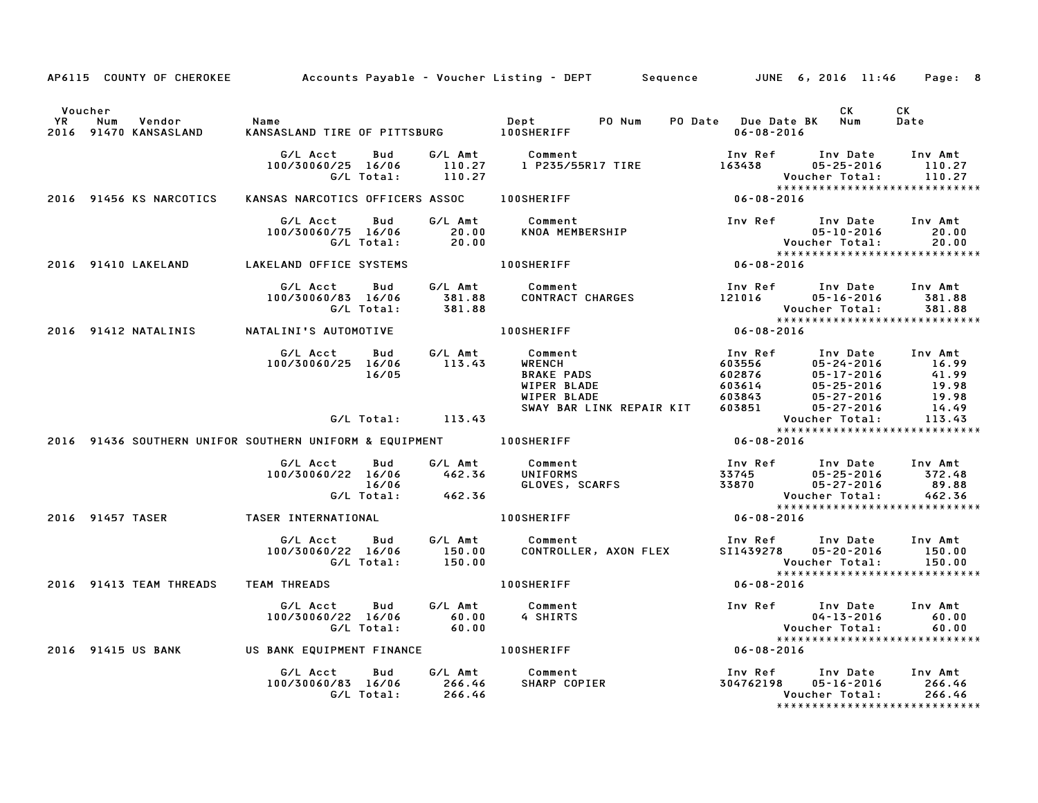AP6115 COUNTY OF CHEROKEE Accounts Payable - Voucher Listing - DEPT Sequence JUNE 6, 2016 11:46 Page: 8

| Voucher YR | Num | Vendor | Name | Dept | PO Num | PO Date | Due Date BK | CK Num | CK Date |
|---|---|---|---|---|---|---|---|---|---|
| 2016 | 91470 | KANSASLAND | KANSASLAND TIRE OF PITTSBURG | 100SHERIFF | | | 06-08-2016 | | |

| G/L Acct | Bud | G/L Amt | Comment | Inv Ref | Inv Date | Inv Amt |
|---|---|---|---|---|---|---|
| 100/30060/25 | 16/06 | 110.27 | 1 P235/55R17 TIRE | 163438 | 05-25-2016 | 110.27 |
| | G/L Total: | 110.27 | | | Voucher Total: | 110.27 |

| Voucher YR | Num | Vendor | Name | Dept | PO Num | PO Date | Due Date BK | CK Num | CK Date |
|---|---|---|---|---|---|---|---|---|---|
| 2016 | 91456 | KS NARCOTICS | KANSAS NARCOTICS OFFICERS ASSOC | 100SHERIFF | | | 06-08-2016 | | |

| G/L Acct | Bud | G/L Amt | Comment | Inv Ref | Inv Date | Inv Amt |
|---|---|---|---|---|---|---|
| 100/30060/75 | 16/06 | 20.00 | KNOA MEMBERSHIP | | 05-10-2016 | 20.00 |
| | G/L Total: | 20.00 | | | Voucher Total: | 20.00 |

| Voucher YR | Num | Vendor | Name | Dept | PO Num | PO Date | Due Date BK | CK Num | CK Date |
|---|---|---|---|---|---|---|---|---|---|
| 2016 | 91410 | LAKELAND | LAKELAND OFFICE SYSTEMS | 100SHERIFF | | | 06-08-2016 | | |

| G/L Acct | Bud | G/L Amt | Comment | Inv Ref | Inv Date | Inv Amt |
|---|---|---|---|---|---|---|
| 100/30060/83 | 16/06 | 381.88 | CONTRACT CHARGES | 121016 | 05-16-2016 | 381.88 |
| | G/L Total: | 381.88 | | | Voucher Total: | 381.88 |

| Voucher YR | Num | Vendor | Name | Dept | PO Num | PO Date | Due Date BK | CK Num | CK Date |
|---|---|---|---|---|---|---|---|---|---|
| 2016 | 91412 | NATALINIS | NATALINI'S AUTOMOTIVE | 100SHERIFF | | | 06-08-2016 | | |

| G/L Acct | Bud | G/L Amt | Comment | Inv Ref | Inv Date | Inv Amt |
|---|---|---|---|---|---|---|
| 100/30060/25 | 16/06 | 113.43 | WRENCH | 603556 | 05-24-2016 | 16.99 |
| | 16/05 | | BRAKE PADS | 602876 | 05-17-2016 | 41.99 |
| | | | WIPER BLADE | 603614 | 05-25-2016 | 19.98 |
| | | | WIPER BLADE | 603843 | 05-27-2016 | 19.98 |
| | | | SWAY BAR LINK REPAIR KIT | 603851 | 05-27-2016 | 14.49 |
| | G/L Total: | 113.43 | | | Voucher Total: | 113.43 |

| Voucher YR | Num | Vendor | Name | Dept | PO Num | PO Date | Due Date BK | CK Num | CK Date |
|---|---|---|---|---|---|---|---|---|---|
| 2016 | 91436 | SOUTHERN UNIFOR | SOUTHERN UNIFORM & EQUIPMENT | 100SHERIFF | | | 06-08-2016 | | |

| G/L Acct | Bud | G/L Amt | Comment | Inv Ref | Inv Date | Inv Amt |
|---|---|---|---|---|---|---|
| 100/30060/22 | 16/06 | 462.36 | UNIFORMS | 33745 | 05-25-2016 | 372.48 |
| | 16/06 | | GLOVES, SCARFS | 33870 | 05-27-2016 | 89.88 |
| | G/L Total: | 462.36 | | | Voucher Total: | 462.36 |

| Voucher YR | Num | Vendor | Name | Dept | PO Num | PO Date | Due Date BK | CK Num | CK Date |
|---|---|---|---|---|---|---|---|---|---|
| 2016 | 91457 | TASER | TASER INTERNATIONAL | 100SHERIFF | | | 06-08-2016 | | |

| G/L Acct | Bud | G/L Amt | Comment | Inv Ref | Inv Date | Inv Amt |
|---|---|---|---|---|---|---|
| 100/30060/22 | 16/06 | 150.00 | CONTROLLER, AXON FLEX | SI1439278 | 05-20-2016 | 150.00 |
| | G/L Total: | 150.00 | | | Voucher Total: | 150.00 |

| Voucher YR | Num | Vendor | Name | Dept | PO Num | PO Date | Due Date BK | CK Num | CK Date |
|---|---|---|---|---|---|---|---|---|---|
| 2016 | 91413 | TEAM THREADS | TEAM THREADS | 100SHERIFF | | | 06-08-2016 | | |

| G/L Acct | Bud | G/L Amt | Comment | Inv Ref | Inv Date | Inv Amt |
|---|---|---|---|---|---|---|
| 100/30060/22 | 16/06 | 60.00 | 4 SHIRTS | | 04-13-2016 | 60.00 |
| | G/L Total: | 60.00 | | | Voucher Total: | 60.00 |

| Voucher YR | Num | Vendor | Name | Dept | PO Num | PO Date | Due Date BK | CK Num | CK Date |
|---|---|---|---|---|---|---|---|---|---|
| 2016 | 91415 | US BANK | US BANK EQUIPMENT FINANCE | 100SHERIFF | | | 06-08-2016 | | |

| G/L Acct | Bud | G/L Amt | Comment | Inv Ref | Inv Date | Inv Amt |
|---|---|---|---|---|---|---|
| 100/30060/83 | 16/06 | 266.46 | SHARP COPIER | 304762198 | 05-16-2016 | 266.46 |
| | G/L Total: | 266.46 | | | Voucher Total: | 266.46 |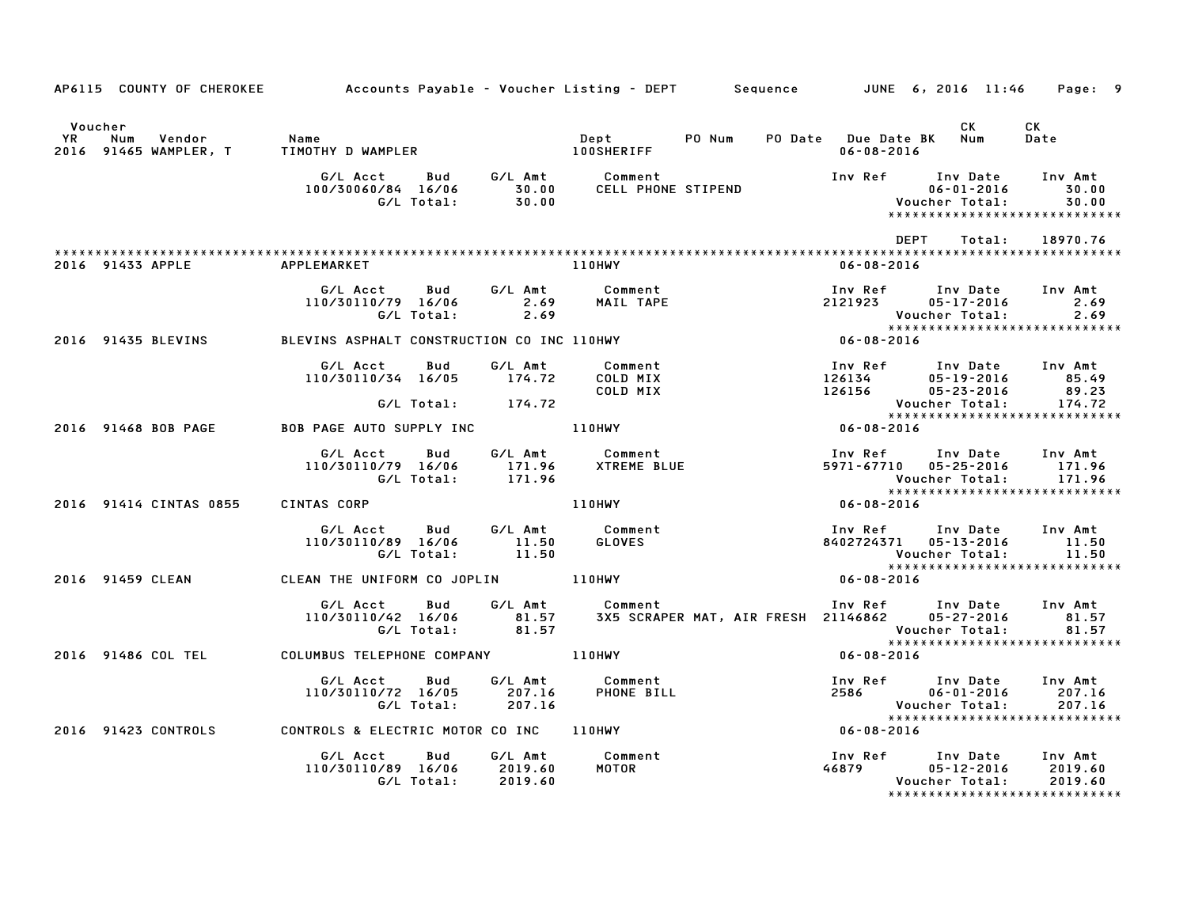AP6115 COUNTY OF CHEROKEE    Accounts Payable - Voucher Listing - DEPT    Sequence    JUNE 6, 2016 11:46    Page: 9

| Voucher YR | Num | Vendor | Name | Dept | PO Num | PO Date | Due Date | BK | CK Num | CK Date |
|---|---|---|---|---|---|---|---|---|---|---|
| 2016 | 91465 | WAMPLER, T | TIMOTHY D WAMPLER | 100SHERIFF | | | 06-08-2016 | | | |

| G/L Acct | Bud | G/L Amt | Comment | Inv Ref | Inv Date | Inv Amt |
|---|---|---|---|---|---|---|
| 100/30060/84 | 16/06 | 30.00 | CELL PHONE STIPEND | | 06-01-2016 | 30.00 |
| | G/L Total: | 30.00 | | | Voucher Total: | 30.00 |

DEPT Total: 18970.76

| Voucher YR | Num | Vendor | Name | Dept | Due Date |
|---|---|---|---|---|---|
| 2016 | 91433 | APPLE | APPLEMARKET | 110HWY | 06-08-2016 |

| G/L Acct | Bud | G/L Amt | Comment | Inv Ref | Inv Date | Inv Amt |
|---|---|---|---|---|---|---|
| 110/30110/79 | 16/06 | 2.69 | MAIL TAPE | 2121923 | 05-17-2016 | 2.69 |
| | G/L Total: | 2.69 | | | Voucher Total: | 2.69 |

| Voucher YR | Num | Vendor | Name | Dept | Due Date |
|---|---|---|---|---|---|
| 2016 | 91435 | BLEVINS | BLEVINS ASPHALT CONSTRUCTION CO INC | 110HWY | 06-08-2016 |

| G/L Acct | Bud | G/L Amt | Comment | Inv Ref | Inv Date | Inv Amt |
|---|---|---|---|---|---|---|
| 110/30110/34 | 16/05 | 174.72 | COLD MIX | 126134 | 05-19-2016 | 85.49 |
| | | | COLD MIX | 126156 | 05-23-2016 | 89.23 |
| | G/L Total: | 174.72 | | | Voucher Total: | 174.72 |

| Voucher YR | Num | Vendor | Name | Dept | Due Date |
|---|---|---|---|---|---|
| 2016 | 91468 | BOB PAGE | BOB PAGE AUTO SUPPLY INC | 110HWY | 06-08-2016 |

| G/L Acct | Bud | G/L Amt | Comment | Inv Ref | Inv Date | Inv Amt |
|---|---|---|---|---|---|---|
| 110/30110/79 | 16/06 | 171.96 | XTREME BLUE | 5971-67710 | 05-25-2016 | 171.96 |
| | G/L Total: | 171.96 | | | Voucher Total: | 171.96 |

| Voucher YR | Num | Vendor | Name | Dept | Due Date |
|---|---|---|---|---|---|
| 2016 | 91414 | CINTAS 0855 | CINTAS CORP | 110HWY | 06-08-2016 |

| G/L Acct | Bud | G/L Amt | Comment | Inv Ref | Inv Date | Inv Amt |
|---|---|---|---|---|---|---|
| 110/30110/89 | 16/06 | 11.50 | GLOVES | 8402724371 | 05-13-2016 | 11.50 |
| | G/L Total: | 11.50 | | | Voucher Total: | 11.50 |

| Voucher YR | Num | Vendor | Name | Dept | Due Date |
|---|---|---|---|---|---|
| 2016 | 91459 | CLEAN | CLEAN THE UNIFORM CO JOPLIN | 110HWY | 06-08-2016 |

| G/L Acct | Bud | G/L Amt | Comment | Inv Ref | Inv Date | Inv Amt |
|---|---|---|---|---|---|---|
| 110/30110/42 | 16/06 | 81.57 | 3X5 SCRAPER MAT, AIR FRESH | 21146862 | 05-27-2016 | 81.57 |
| | G/L Total: | 81.57 | | | Voucher Total: | 81.57 |

| Voucher YR | Num | Vendor | Name | Dept | Due Date |
|---|---|---|---|---|---|
| 2016 | 91486 | COL TEL | COLUMBUS TELEPHONE COMPANY | 110HWY | 06-08-2016 |

| G/L Acct | Bud | G/L Amt | Comment | Inv Ref | Inv Date | Inv Amt |
|---|---|---|---|---|---|---|
| 110/30110/72 | 16/05 | 207.16 | PHONE BILL | 2586 | 06-01-2016 | 207.16 |
| | G/L Total: | 207.16 | | | Voucher Total: | 207.16 |

| Voucher YR | Num | Vendor | Name | Dept | Due Date |
|---|---|---|---|---|---|
| 2016 | 91423 | CONTROLS | CONTROLS & ELECTRIC MOTOR CO INC | 110HWY | 06-08-2016 |

| G/L Acct | Bud | G/L Amt | Comment | Inv Ref | Inv Date | Inv Amt |
|---|---|---|---|---|---|---|
| 110/30110/89 | 16/06 | 2019.60 | MOTOR | 46879 | 05-12-2016 | 2019.60 |
| | G/L Total: | 2019.60 | | | Voucher Total: | 2019.60 |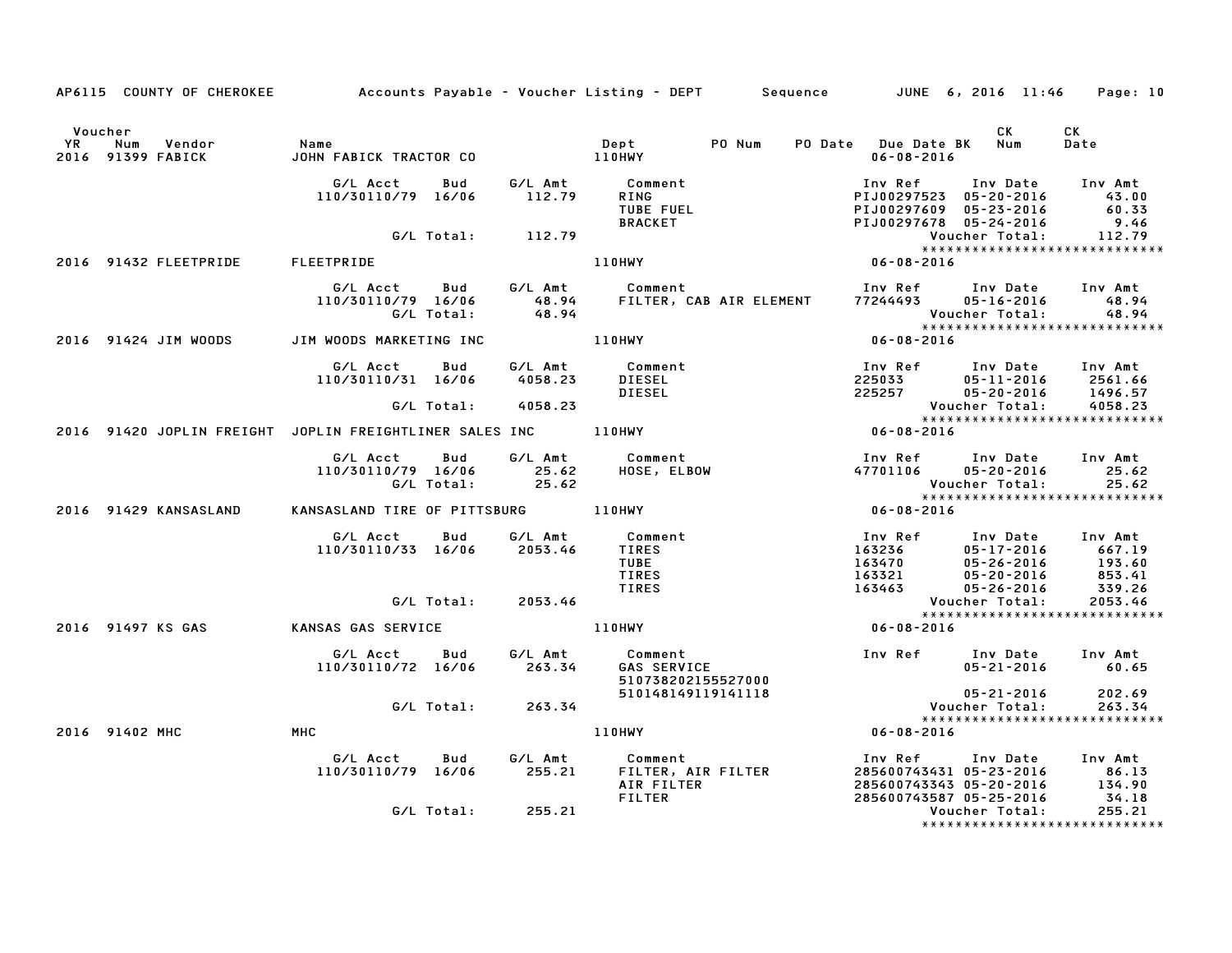AP6115 COUNTY OF CHEROKEE  Accounts Payable - Voucher Listing - DEPT  Sequence  JUNE 6, 2016 11:46  Page: 10

| Voucher YR | Num | Vendor | Name | Dept | PO Num | PO Date | Due Date BK | CK Num | CK Date |
|---|---|---|---|---|---|---|---|---|---|
| 2016 | 91399 | FABICK | JOHN FABICK TRACTOR CO | 110HWY | | | 06-08-2016 | | |

| G/L Acct | Bud | G/L Amt | Comment | Inv Ref | Inv Date | Inv Amt |
|---|---|---|---|---|---|---|
| 110/30110/79 | 16/06 | 112.79 | RING | PIJ00297523 | 05-20-2016 | 43.00 |
| | | | TUBE FUEL | PIJ00297609 | 05-23-2016 | 60.33 |
| | | | BRACKET | PIJ00297678 | 05-24-2016 | 9.46 |
| | G/L Total: | 112.79 | | | Voucher Total: | 112.79 |

******************************

| Voucher YR | Num | Vendor | Name | Dept | Due Date |
|---|---|---|---|---|---|
| 2016 | 91432 | FLEETPRIDE | FLEETPRIDE | 110HWY | 06-08-2016 |

| G/L Acct | Bud | G/L Amt | Comment | Inv Ref | Inv Date | Inv Amt |
|---|---|---|---|---|---|---|
| 110/30110/79 | 16/06 | 48.94 | FILTER, CAB AIR ELEMENT | 77244493 | 05-16-2016 | 48.94 |
| | G/L Total: | 48.94 | | | Voucher Total: | 48.94 |

******************************

| Voucher YR | Num | Vendor | Name | Dept | Due Date |
|---|---|---|---|---|---|
| 2016 | 91424 | JIM WOODS | JIM WOODS MARKETING INC | 110HWY | 06-08-2016 |

| G/L Acct | Bud | G/L Amt | Comment | Inv Ref | Inv Date | Inv Amt |
|---|---|---|---|---|---|---|
| 110/30110/31 | 16/06 | 4058.23 | DIESEL | 225033 | 05-11-2016 | 2561.66 |
| | | | DIESEL | 225257 | 05-20-2016 | 1496.57 |
| | G/L Total: | 4058.23 | | | Voucher Total: | 4058.23 |

******************************

| Voucher YR | Num | Vendor | Name | Dept | Due Date |
|---|---|---|---|---|---|
| 2016 | 91420 | JOPLIN FREIGHT | JOPLIN FREIGHTLINER SALES INC | 110HWY | 06-08-2016 |

| G/L Acct | Bud | G/L Amt | Comment | Inv Ref | Inv Date | Inv Amt |
|---|---|---|---|---|---|---|
| 110/30110/79 | 16/06 | 25.62 | HOSE, ELBOW | 47701106 | 05-20-2016 | 25.62 |
| | G/L Total: | 25.62 | | | Voucher Total: | 25.62 |

******************************

| Voucher YR | Num | Vendor | Name | Dept | Due Date |
|---|---|---|---|---|---|
| 2016 | 91429 | KANSASLAND | KANSASLAND TIRE OF PITTSBURG | 110HWY | 06-08-2016 |

| G/L Acct | Bud | G/L Amt | Comment | Inv Ref | Inv Date | Inv Amt |
|---|---|---|---|---|---|---|
| 110/30110/33 | 16/06 | 2053.46 | TIRES | 163236 | 05-17-2016 | 667.19 |
| | | | TUBE | 163470 | 05-26-2016 | 193.60 |
| | | | TIRES | 163321 | 05-20-2016 | 853.41 |
| | | | TIRES | 163463 | 05-26-2016 | 339.26 |
| | G/L Total: | 2053.46 | | | Voucher Total: | 2053.46 |

******************************

| Voucher YR | Num | Vendor | Name | Dept | Due Date |
|---|---|---|---|---|---|
| 2016 | 91497 | KS GAS | KANSAS GAS SERVICE | 110HWY | 06-08-2016 |

| G/L Acct | Bud | G/L Amt | Comment | Inv Ref | Inv Date | Inv Amt |
|---|---|---|---|---|---|---|
| 110/30110/72 | 16/06 | 263.34 | GAS SERVICE | | 05-21-2016 | 60.65 |
| | | | 510738202155527000 | | | |
| | | | 510148149119141118 | | 05-21-2016 | 202.69 |
| | G/L Total: | 263.34 | | | Voucher Total: | 263.34 |

******************************

| Voucher YR | Num | Vendor | Name | Dept | Due Date |
|---|---|---|---|---|---|
| 2016 | 91402 | MHC | MHC | 110HWY | 06-08-2016 |

| G/L Acct | Bud | G/L Amt | Comment | Inv Ref | Inv Date | Inv Amt |
|---|---|---|---|---|---|---|
| 110/30110/79 | 16/06 | 255.21 | FILTER, AIR FILTER | 285600743431 | 05-23-2016 | 86.13 |
| | | | AIR FILTER | 285600743343 | 05-20-2016 | 134.90 |
| | | | FILTER | 285600743587 | 05-25-2016 | 34.18 |
| | G/L Total: | 255.21 | | | Voucher Total: | 255.21 |

******************************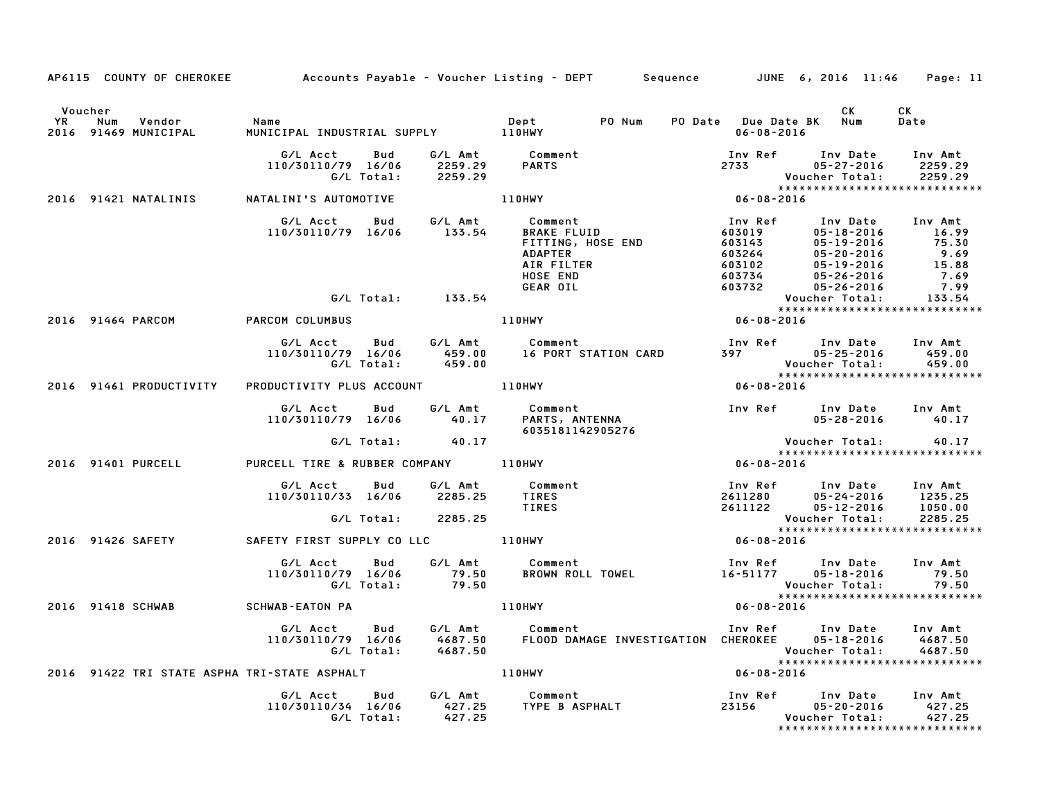AP6115 COUNTY OF CHEROKEE Accounts Payable - Voucher Listing - DEPT Sequence JUNE 6, 2016 11:46

| Voucher YR | Num | Vendor | Name | Dept | PO Num | PO Date | Due Date BK | CK Num | CK Date |
|---|---|---|---|---|---|---|---|---|---|
| 2016 | 91469 | MUNICIPAL | MUNICIPAL INDUSTRIAL SUPPLY | 110HWY | | | 06-08-2016 | | |

| G/L Acct | Bud | G/L Amt | Comment | Inv Ref | Inv Date | Inv Amt |
|---|---|---|---|---|---|---|
| 110/30110/79 | 16/06 | 2259.29 | PARTS | 2733 | 05-27-2016 | 2259.29 |
| | G/L Total: | 2259.29 | | | Voucher Total: | 2259.29 |

*****************************

| Voucher YR | Num | Vendor | Name | Dept | Due Date BK |
|---|---|---|---|---|---|
| 2016 | 91421 | NATALINIS | NATALINI'S AUTOMOTIVE | 110HWY | 06-08-2016 |

| G/L Acct | Bud | G/L Amt | Comment | Inv Ref | Inv Date | Inv Amt |
|---|---|---|---|---|---|---|
| 110/30110/79 | 16/06 | 133.54 | BRAKE FLUID | 603019 | 05-18-2016 | 16.99 |
| | | | FITTING, HOSE END | 603143 | 05-19-2016 | 75.30 |
| | | | ADAPTER | 603264 | 05-20-2016 | 9.69 |
| | | | AIR FILTER | 603102 | 05-19-2016 | 15.88 |
| | | | HOSE END | 603734 | 05-26-2016 | 7.69 |
| | | | GEAR OIL | 603732 | 05-26-2016 | 7.99 |
| | G/L Total: | 133.54 | | | Voucher Total: | 133.54 |

*****************************

| Voucher YR | Num | Vendor | Name | Dept | Due Date BK |
|---|---|---|---|---|---|
| 2016 | 91464 | PARCOM | PARCOM COLUMBUS | 110HWY | 06-08-2016 |

| G/L Acct | Bud | G/L Amt | Comment | Inv Ref | Inv Date | Inv Amt |
|---|---|---|---|---|---|---|
| 110/30110/79 | 16/06 | 459.00 | 16 PORT STATION CARD | 397 | 05-25-2016 | 459.00 |
| | G/L Total: | 459.00 | | | Voucher Total: | 459.00 |

*****************************

| Voucher YR | Num | Vendor | Name | Dept | Due Date BK |
|---|---|---|---|---|---|
| 2016 | 91461 | PRODUCTIVITY | PRODUCTIVITY PLUS ACCOUNT | 110HWY | 06-08-2016 |

| G/L Acct | Bud | G/L Amt | Comment | Inv Ref | Inv Date | Inv Amt |
|---|---|---|---|---|---|---|
| 110/30110/79 | 16/06 | 40.17 | PARTS, ANTENNA 6035181142905276 | | 05-28-2016 | 40.17 |
| | G/L Total: | 40.17 | | | Voucher Total: | 40.17 |

*****************************

| Voucher YR | Num | Vendor | Name | Dept | Due Date BK |
|---|---|---|---|---|---|
| 2016 | 91401 | PURCELL | PURCELL TIRE & RUBBER COMPANY | 110HWY | 06-08-2016 |

| G/L Acct | Bud | G/L Amt | Comment | Inv Ref | Inv Date | Inv Amt |
|---|---|---|---|---|---|---|
| 110/30110/33 | 16/06 | 2285.25 | TIRES | 2611280 | 05-24-2016 | 1235.25 |
| | | | TIRES | 2611122 | 05-12-2016 | 1050.00 |
| | G/L Total: | 2285.25 | | | Voucher Total: | 2285.25 |

*****************************

| Voucher YR | Num | Vendor | Name | Dept | Due Date BK |
|---|---|---|---|---|---|
| 2016 | 91426 | SAFETY | SAFETY FIRST SUPPLY CO LLC | 110HWY | 06-08-2016 |

| G/L Acct | Bud | G/L Amt | Comment | Inv Ref | Inv Date | Inv Amt |
|---|---|---|---|---|---|---|
| 110/30110/79 | 16/06 | 79.50 | BROWN ROLL TOWEL | 16-51177 | 05-18-2016 | 79.50 |
| | G/L Total: | 79.50 | | | Voucher Total: | 79.50 |

*****************************

| Voucher YR | Num | Vendor | Name | Dept | Due Date BK |
|---|---|---|---|---|---|
| 2016 | 91418 | SCHWAB | SCHWAB-EATON PA | 110HWY | 06-08-2016 |

| G/L Acct | Bud | G/L Amt | Comment | Inv Ref | Inv Date | Inv Amt |
|---|---|---|---|---|---|---|
| 110/30110/79 | 16/06 | 4687.50 | FLOOD DAMAGE INVESTIGATION | CHEROKEE | 05-18-2016 | 4687.50 |
| | G/L Total: | 4687.50 | | | Voucher Total: | 4687.50 |

*****************************

| Voucher YR | Num | Vendor | Name | Dept | Due Date BK |
|---|---|---|---|---|---|
| 2016 | 91422 | TRI STATE ASPHA | TRI-STATE ASPHALT | 110HWY | 06-08-2016 |

| G/L Acct | Bud | G/L Amt | Comment | Inv Ref | Inv Date | Inv Amt |
|---|---|---|---|---|---|---|
| 110/30110/34 | 16/06 | 427.25 | TYPE B ASPHALT | 23156 | 05-20-2016 | 427.25 |
| | G/L Total: | 427.25 | | | Voucher Total: | 427.25 |

*****************************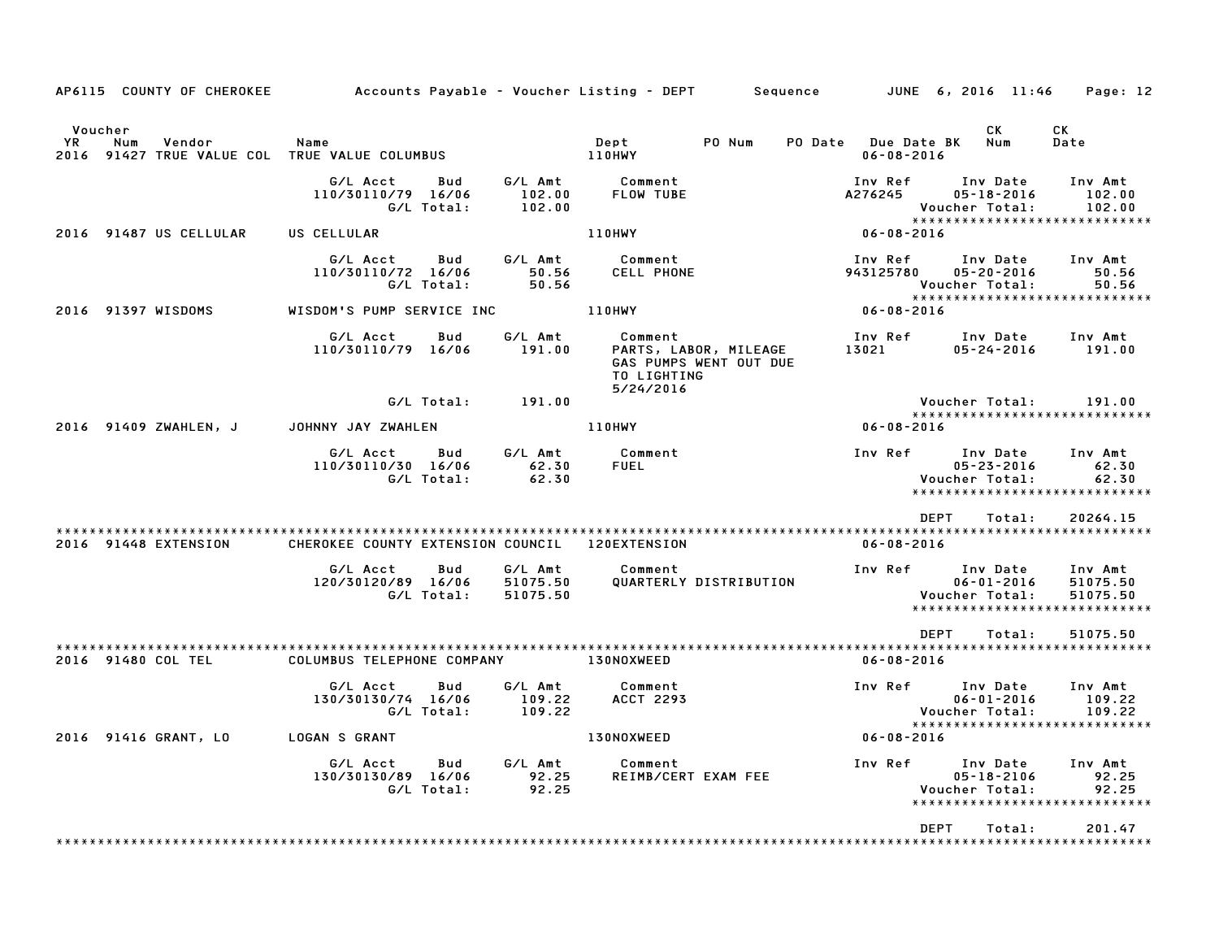AP6115 COUNTY OF CHEROKEE — Accounts Payable - Voucher Listing - DEPT — Sequence — JUNE 6, 2016 11:46 — Page: 12

| Voucher YR | Num | Vendor | Name | Dept | PO Num | PO Date | Due Date BK | CK Num | CK Date |
|---|---|---|---|---|---|---|---|---|---|
| 2016 | 91427 | TRUE VALUE COL | TRUE VALUE COLUMBUS | 110HWY | | | 06-08-2016 | | |

| G/L Acct | Bud | G/L Amt | Comment | Inv Ref | Inv Date | Inv Amt |
|---|---|---|---|---|---|---|
| 110/30110/79 | 16/06 | 102.00 | FLOW TUBE | A276245 | 05-18-2016 | 102.00 |
| | G/L Total: | 102.00 | | | Voucher Total: | 102.00 |

| Voucher YR | Num | Vendor | Name | Dept | Due Date |
|---|---|---|---|---|---|
| 2016 | 91487 | US CELLULAR | US CELLULAR | 110HWY | 06-08-2016 |

| G/L Acct | Bud | G/L Amt | Comment | Inv Ref | Inv Date | Inv Amt |
|---|---|---|---|---|---|---|
| 110/30110/72 | 16/06 | 50.56 | CELL PHONE | 943125780 | 05-20-2016 | 50.56 |
| | G/L Total: | 50.56 | | | Voucher Total: | 50.56 |

| Voucher YR | Num | Vendor | Name | Dept | Due Date |
|---|---|---|---|---|---|
| 2016 | 91397 | WISDOMS | WISDOM'S PUMP SERVICE INC | 110HWY | 06-08-2016 |

| G/L Acct | Bud | G/L Amt | Comment | Inv Ref | Inv Date | Inv Amt |
|---|---|---|---|---|---|---|
| 110/30110/79 | 16/06 | 191.00 | PARTS, LABOR, MILEAGE GAS PUMPS WENT OUT DUE TO LIGHTING 5/24/2016 | 13021 | 05-24-2016 | 191.00 |
| | G/L Total: | 191.00 | | | Voucher Total: | 191.00 |

| Voucher YR | Num | Vendor | Name | Dept | Due Date |
|---|---|---|---|---|---|
| 2016 | 91409 | ZWAHLEN, J | JOHNNY JAY ZWAHLEN | 110HWY | 06-08-2016 |

| G/L Acct | Bud | G/L Amt | Comment | Inv Ref | Inv Date | Inv Amt |
|---|---|---|---|---|---|---|
| 110/30110/30 | 16/06 | 62.30 | FUEL | | 05-23-2016 | 62.30 |
| | G/L Total: | 62.30 | | | Voucher Total: | 62.30 |

DEPT Total: 20264.15

| Voucher YR | Num | Vendor | Name | Dept | Due Date |
|---|---|---|---|---|---|
| 2016 | 91448 | EXTENSION | CHEROKEE COUNTY EXTENSION COUNCIL | 120EXTENSION | 06-08-2016 |

| G/L Acct | Bud | G/L Amt | Comment | Inv Ref | Inv Date | Inv Amt |
|---|---|---|---|---|---|---|
| 120/30120/89 | 16/06 | 51075.50 | QUARTERLY DISTRIBUTION | | 06-01-2016 | 51075.50 |
| | G/L Total: | 51075.50 | | | Voucher Total: | 51075.50 |

DEPT Total: 51075.50

| Voucher YR | Num | Vendor | Name | Dept | Due Date |
|---|---|---|---|---|---|
| 2016 | 91480 | COL TEL | COLUMBUS TELEPHONE COMPANY | 130NOXWEED | 06-08-2016 |

| G/L Acct | Bud | G/L Amt | Comment | Inv Ref | Inv Date | Inv Amt |
|---|---|---|---|---|---|---|
| 130/30130/74 | 16/06 | 109.22 | ACCT 2293 | | 06-01-2016 | 109.22 |
| | G/L Total: | 109.22 | | | Voucher Total: | 109.22 |

| Voucher YR | Num | Vendor | Name | Dept | Due Date |
|---|---|---|---|---|---|
| 2016 | 91416 | GRANT, LO | LOGAN S GRANT | 130NOXWEED | 06-08-2016 |

| G/L Acct | Bud | G/L Amt | Comment | Inv Ref | Inv Date | Inv Amt |
|---|---|---|---|---|---|---|
| 130/30130/89 | 16/06 | 92.25 | REIMB/CERT EXAM FEE | | 05-18-2106 | 92.25 |
| | G/L Total: | 92.25 | | | Voucher Total: | 92.25 |

DEPT Total: 201.47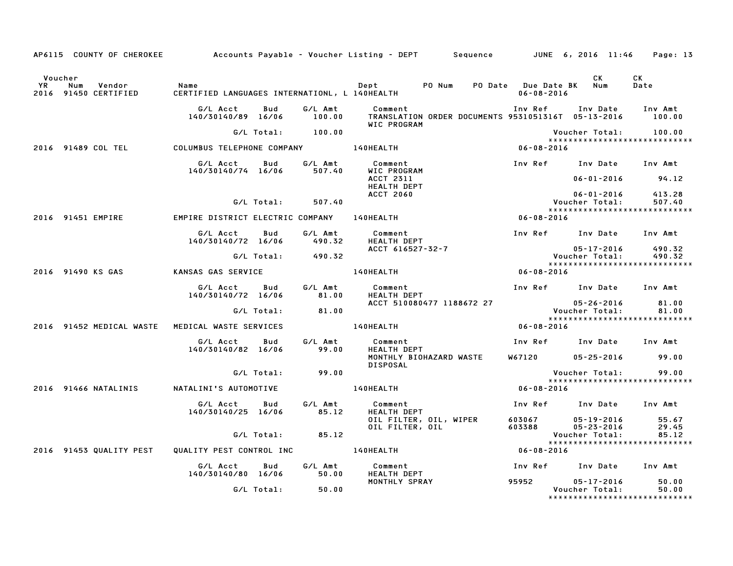AP6115 COUNTY OF CHEROKEE — Accounts Payable - Voucher Listing - DEPT — Sequence — JUNE 6, 2016 11:46

| Voucher YR | Num | Vendor | Name | Dept | PO Num | PO Date | Due Date BK | CK Num | CK Date |
|---|---|---|---|---|---|---|---|---|---|
| 2016 | 91450 | CERTIFIED | CERTIFIED LANGUAGES INTERNATIONL, L | 140HEALTH | | | 06-08-2016 | | |

| G/L Acct | Bud | G/L Amt | Comment | Inv Ref | Inv Date | Inv Amt |
|---|---|---|---|---|---|---|
| 140/30140/89 | 16/06 | 100.00 | TRANSLATION ORDER DOCUMENTS WIC PROGRAM | 9531051316T | 05-13-2016 | 100.00 |
| | G/L Total: | 100.00 | | | Voucher Total: | 100.00 |

*****************************

| Voucher YR | Num | Vendor | Name | Dept | Due Date BK |
|---|---|---|---|---|---|
| 2016 | 91489 | COL TEL | COLUMBUS TELEPHONE COMPANY | 140HEALTH | 06-08-2016 |

| G/L Acct | Bud | G/L Amt | Comment | Inv Ref | Inv Date | Inv Amt |
|---|---|---|---|---|---|---|
| 140/30140/74 | 16/06 | 507.40 | WIC PROGRAM | | | |
| | | | ACCT 2311 | | 06-01-2016 | 94.12 |
| | | | HEALTH DEPT | | | |
| | | | ACCT 2060 | | 06-01-2016 | 413.28 |
| | G/L Total: | 507.40 | | | Voucher Total: | 507.40 |

*****************************

| Voucher YR | Num | Vendor | Name | Dept | Due Date BK |
|---|---|---|---|---|---|
| 2016 | 91451 | EMPIRE | EMPIRE DISTRICT ELECTRIC COMPANY | 140HEALTH | 06-08-2016 |

| G/L Acct | Bud | G/L Amt | Comment | Inv Ref | Inv Date | Inv Amt |
|---|---|---|---|---|---|---|
| 140/30140/72 | 16/06 | 490.32 | HEALTH DEPT | | | |
| | | | ACCT 616527-32-7 | | 05-17-2016 | 490.32 |
| | G/L Total: | 490.32 | | | Voucher Total: | 490.32 |

*****************************

| Voucher YR | Num | Vendor | Name | Dept | Due Date BK |
|---|---|---|---|---|---|
| 2016 | 91490 | KS GAS | KANSAS GAS SERVICE | 140HEALTH | 06-08-2016 |

| G/L Acct | Bud | G/L Amt | Comment | Inv Ref | Inv Date | Inv Amt |
|---|---|---|---|---|---|---|
| 140/30140/72 | 16/06 | 81.00 | HEALTH DEPT | | | |
| | | | ACCT 510080477 1188672 27 | | 05-26-2016 | 81.00 |
| | G/L Total: | 81.00 | | | Voucher Total: | 81.00 |

*****************************

| Voucher YR | Num | Vendor | Name | Dept | Due Date BK |
|---|---|---|---|---|---|
| 2016 | 91452 | MEDICAL WASTE | MEDICAL WASTE SERVICES | 140HEALTH | 06-08-2016 |

| G/L Acct | Bud | G/L Amt | Comment | Inv Ref | Inv Date | Inv Amt |
|---|---|---|---|---|---|---|
| 140/30140/82 | 16/06 | 99.00 | HEALTH DEPT | | | |
| | | | MONTHLY BIOHAZARD WASTE DISPOSAL | W67120 | 05-25-2016 | 99.00 |
| | G/L Total: | 99.00 | | | Voucher Total: | 99.00 |

*****************************

| Voucher YR | Num | Vendor | Name | Dept | Due Date BK |
|---|---|---|---|---|---|
| 2016 | 91466 | NATALINIS | NATALINI'S AUTOMOTIVE | 140HEALTH | 06-08-2016 |

| G/L Acct | Bud | G/L Amt | Comment | Inv Ref | Inv Date | Inv Amt |
|---|---|---|---|---|---|---|
| 140/30140/25 | 16/06 | 85.12 | HEALTH DEPT | | | |
| | | | OIL FILTER, OIL, WIPER | 603067 | 05-19-2016 | 55.67 |
| | | | OIL FILTER, OIL | 603388 | 05-23-2016 | 29.45 |
| | G/L Total: | 85.12 | | | Voucher Total: | 85.12 |

*****************************

| Voucher YR | Num | Vendor | Name | Dept | Due Date BK |
|---|---|---|---|---|---|
| 2016 | 91453 | QUALITY PEST | QUALITY PEST CONTROL INC | 140HEALTH | 06-08-2016 |

| G/L Acct | Bud | G/L Amt | Comment | Inv Ref | Inv Date | Inv Amt |
|---|---|---|---|---|---|---|
| 140/30140/80 | 16/06 | 50.00 | HEALTH DEPT | | | |
| | | | MONTHLY SPRAY | 95952 | 05-17-2016 | 50.00 |
| | G/L Total: | 50.00 | | | Voucher Total: | 50.00 |

*****************************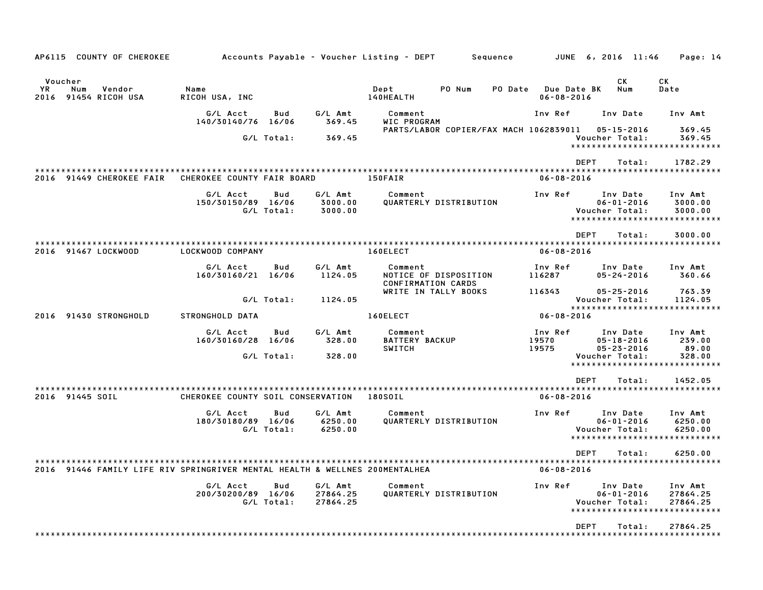AP6115 COUNTY OF CHEROKEE — Accounts Payable - Voucher Listing - DEPT — Sequence — JUNE 6, 2016 11:46

| Voucher YR | Num | Vendor | Name | Dept | PO Num | PO Date | Due Date | BK | CK Num | CK Date |
|---|---|---|---|---|---|---|---|---|---|---|
| 2016 | 91454 | RICOH USA | RICOH USA, INC | 140HEALTH | | | 06-08-2016 | | | |

| G/L Acct | Bud | G/L Amt | Comment | Inv Ref | Inv Date | Inv Amt |
|---|---|---|---|---|---|---|
| 140/30140/76 | 16/06 | 369.45 | WIC PROGRAM | | | |
| | | | PARTS/LABOR COPIER/FAX MACH | 106283901l | 05-15-2016 | 369.45 |
| | G/L Total: | 369.45 | | | Voucher Total: | 369.45 |

DEPT Total: 1782.29

| Voucher YR | Num | Vendor | Name | Dept | Due Date |
|---|---|---|---|---|---|
| 2016 | 91449 | CHEROKEE FAIR | CHEROKEE COUNTY FAIR BOARD | 150FAIR | 06-08-2016 |

| G/L Acct | Bud | G/L Amt | Comment | Inv Ref | Inv Date | Inv Amt |
|---|---|---|---|---|---|---|
| 150/30150/89 | 16/06 | 3000.00 | QUARTERLY DISTRIBUTION | | 06-01-2016 | 3000.00 |
| | G/L Total: | 3000.00 | | | Voucher Total: | 3000.00 |

DEPT Total: 3000.00

| Voucher YR | Num | Vendor | Name | Dept | Due Date |
|---|---|---|---|---|---|
| 2016 | 91467 | LOCKWOOD | LOCKWOOD COMPANY | 160ELECT | 06-08-2016 |

| G/L Acct | Bud | G/L Amt | Comment | Inv Ref | Inv Date | Inv Amt |
|---|---|---|---|---|---|---|
| 160/30160/21 | 16/06 | 1124.05 | NOTICE OF DISPOSITION | 116287 | 05-24-2016 | 360.66 |
| | | | CONFIRMATION CARDS | | | |
| | | | WRITE IN TALLY BOOKS | 116343 | 05-25-2016 | 763.39 |
| | G/L Total: | 1124.05 | | | Voucher Total: | 1124.05 |

| Voucher YR | Num | Vendor | Name | Dept | Due Date |
|---|---|---|---|---|---|
| 2016 | 91430 | STRONGHOLD | STRONGHOLD DATA | 160ELECT | 06-08-2016 |

| G/L Acct | Bud | G/L Amt | Comment | Inv Ref | Inv Date | Inv Amt |
|---|---|---|---|---|---|---|
| 160/30160/28 | 16/06 | 328.00 | BATTERY BACKUP | 19570 | 05-18-2016 | 239.00 |
| | | | SWITCH | 19575 | 05-23-2016 | 89.00 |
| | G/L Total: | 328.00 | | | Voucher Total: | 328.00 |

DEPT Total: 1452.05

| Voucher YR | Num | Vendor | Name | Dept | Due Date |
|---|---|---|---|---|---|
| 2016 | 91445 | SOIL | CHEROKEE COUNTY SOIL CONSERVATION | 180SOIL | 06-08-2016 |

| G/L Acct | Bud | G/L Amt | Comment | Inv Ref | Inv Date | Inv Amt |
|---|---|---|---|---|---|---|
| 180/30180/89 | 16/06 | 6250.00 | QUARTERLY DISTRIBUTION | | 06-01-2016 | 6250.00 |
| | G/L Total: | 6250.00 | | | Voucher Total: | 6250.00 |

DEPT Total: 6250.00

| Voucher YR | Num | Vendor | Name | Dept | Due Date |
|---|---|---|---|---|---|
| 2016 | 91446 | FAMILY LIFE RIV | SPRINGRIVER MENTAL HEALTH & WELLNES | 200MENTALHEA | 06-08-2016 |

| G/L Acct | Bud | G/L Amt | Comment | Inv Ref | Inv Date | Inv Amt |
|---|---|---|---|---|---|---|
| 200/30200/89 | 16/06 | 27864.25 | QUARTERLY DISTRIBUTION | | 06-01-2016 | 27864.25 |
| | G/L Total: | 27864.25 | | | Voucher Total: | 27864.25 |

DEPT Total: 27864.25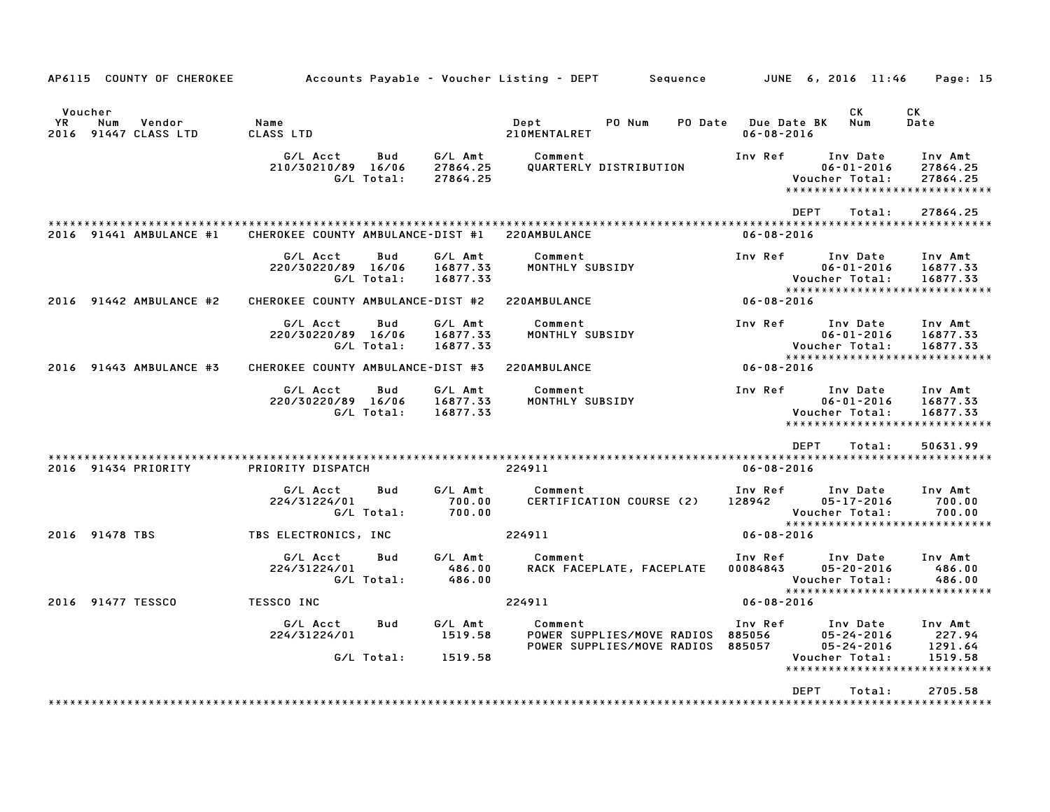AP6115 COUNTY OF CHEROKEE — Accounts Payable - Voucher Listing - DEPT — Sequence — JUNE 6, 2016 11:46

| Voucher YR | Num | Vendor | Name | Dept | PO Num | PO Date | Due Date BK | CK Num | CK Date |
|---|---|---|---|---|---|---|---|---|---|
| 2016 | 91447 | CLASS LTD | CLASS LTD | 210MENTALRET | | | 06-08-2016 | | |

| G/L Acct | Bud | G/L Amt | Comment | Inv Ref | Inv Date | Inv Amt |
|---|---|---|---|---|---|---|
| 210/30210/89 | 16/06 | 27864.25 | QUARTERLY DISTRIBUTION | | 06-01-2016 | 27864.25 |
| | G/L Total: | 27864.25 | | | Voucher Total: | 27864.25 |

DEPT Total: 27864.25

| Voucher YR | Num | Vendor | Name | Dept | Due Date BK |
|---|---|---|---|---|---|
| 2016 | 91441 | AMBULANCE #1 | CHEROKEE COUNTY AMBULANCE-DIST #1 | 220AMBULANCE | 06-08-2016 |

| G/L Acct | Bud | G/L Amt | Comment | Inv Ref | Inv Date | Inv Amt |
|---|---|---|---|---|---|---|
| 220/30220/89 | 16/06 | 16877.33 | MONTHLY SUBSIDY | | 06-01-2016 | 16877.33 |
| | G/L Total: | 16877.33 | | | Voucher Total: | 16877.33 |

| Voucher YR | Num | Vendor | Name | Dept | Due Date BK |
|---|---|---|---|---|---|
| 2016 | 91442 | AMBULANCE #2 | CHEROKEE COUNTY AMBULANCE-DIST #2 | 220AMBULANCE | 06-08-2016 |

| G/L Acct | Bud | G/L Amt | Comment | Inv Ref | Inv Date | Inv Amt |
|---|---|---|---|---|---|---|
| 220/30220/89 | 16/06 | 16877.33 | MONTHLY SUBSIDY | | 06-01-2016 | 16877.33 |
| | G/L Total: | 16877.33 | | | Voucher Total: | 16877.33 |

| Voucher YR | Num | Vendor | Name | Dept | Due Date BK |
|---|---|---|---|---|---|
| 2016 | 91443 | AMBULANCE #3 | CHEROKEE COUNTY AMBULANCE-DIST #3 | 220AMBULANCE | 06-08-2016 |

| G/L Acct | Bud | G/L Amt | Comment | Inv Ref | Inv Date | Inv Amt |
|---|---|---|---|---|---|---|
| 220/30220/89 | 16/06 | 16877.33 | MONTHLY SUBSIDY | | 06-01-2016 | 16877.33 |
| | G/L Total: | 16877.33 | | | Voucher Total: | 16877.33 |

DEPT Total: 50631.99

| Voucher YR | Num | Vendor | Name | Dept | Due Date BK |
|---|---|---|---|---|---|
| 2016 | 91434 | PRIORITY | PRIORITY DISPATCH | 224911 | 06-08-2016 |

| G/L Acct | Bud | G/L Amt | Comment | Inv Ref | Inv Date | Inv Amt |
|---|---|---|---|---|---|---|
| 224/31224/01 | | 700.00 | CERTIFICATION COURSE (2) | 128942 | 05-17-2016 | 700.00 |
| | G/L Total: | 700.00 | | | Voucher Total: | 700.00 |

| Voucher YR | Num | Vendor | Name | Dept | Due Date BK |
|---|---|---|---|---|---|
| 2016 | 91478 | TBS | TBS ELECTRONICS, INC | 224911 | 06-08-2016 |

| G/L Acct | Bud | G/L Amt | Comment | Inv Ref | Inv Date | Inv Amt |
|---|---|---|---|---|---|---|
| 224/31224/01 | | 486.00 | RACK FACEPLATE, FACEPLATE | 00084843 | 05-20-2016 | 486.00 |
| | G/L Total: | 486.00 | | | Voucher Total: | 486.00 |

| Voucher YR | Num | Vendor | Name | Dept | Due Date BK |
|---|---|---|---|---|---|
| 2016 | 91477 | TESSCO | TESSCO INC | 224911 | 06-08-2016 |

| G/L Acct | Bud | G/L Amt | Comment | Inv Ref | Inv Date | Inv Amt |
|---|---|---|---|---|---|---|
| 224/31224/01 | | 1519.58 | POWER SUPPLIES/MOVE RADIOS | 885056 | 05-24-2016 | 227.94 |
| | | | POWER SUPPLIES/MOVE RADIOS | 885057 | 05-24-2016 | 1291.64 |
| | G/L Total: | 1519.58 | | | Voucher Total: | 1519.58 |

DEPT Total: 2705.58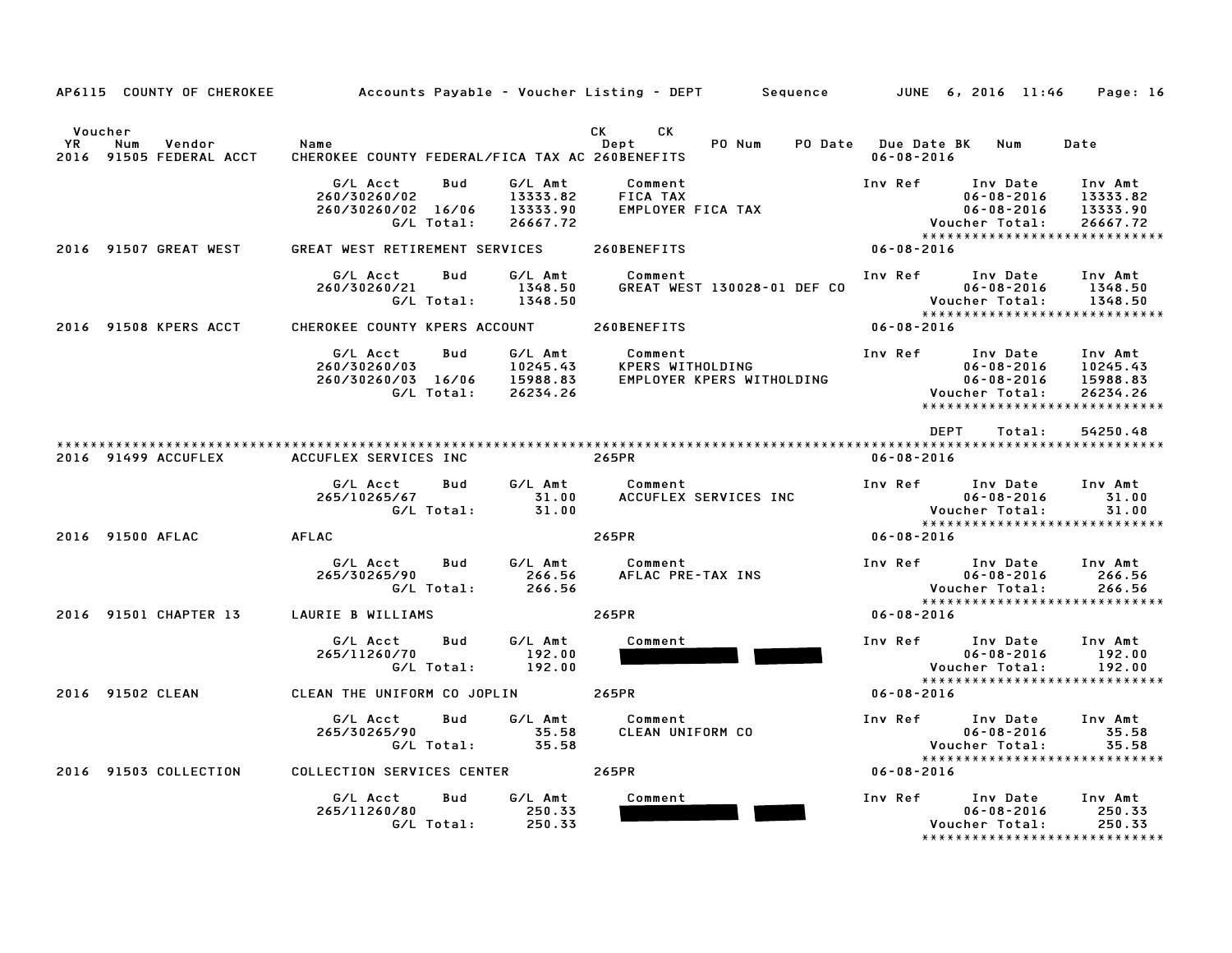AP6115 COUNTY OF CHEROKEE Accounts Payable - Voucher Listing - DEPT Sequence JUNE 6, 2016 11:46

| Voucher YR | Num | Vendor | Name | CK Dept | CK | PO Num | PO Date | Due Date BK | Num | Date |
|---|---|---|---|---|---|---|---|---|---|---|
| 2016 | 91505 | FEDERAL ACCT | CHEROKEE COUNTY FEDERAL/FICA TAX AC | 260BENEFITS | | | | 06-08-2016 | | |

| G/L Acct | Bud | G/L Amt | Comment | Inv Ref | Inv Date | Inv Amt |
|---|---|---|---|---|---|---|
| 260/30260/02 | | 13333.82 | FICA TAX | | 06-08-2016 | 13333.82 |
| 260/30260/02 | 16/06 | 13333.90 | EMPLOYER FICA TAX | | 06-08-2016 | 13333.90 |
| | G/L Total: | 26667.72 | | | Voucher Total: | 26667.72 |

2016 91507 GREAT WEST — GREAT WEST RETIREMENT SERVICES — 260BENEFITS — 06-08-2016

| G/L Acct | Bud | G/L Amt | Comment | Inv Ref | Inv Date | Inv Amt |
|---|---|---|---|---|---|---|
| 260/30260/21 | | 1348.50 | GREAT WEST 130028-01 DEF CO | | 06-08-2016 | 1348.50 |
| | G/L Total: | 1348.50 | | | Voucher Total: | 1348.50 |

2016 91508 KPERS ACCT — CHEROKEE COUNTY KPERS ACCOUNT — 260BENEFITS — 06-08-2016

| G/L Acct | Bud | G/L Amt | Comment | Inv Ref | Inv Date | Inv Amt |
|---|---|---|---|---|---|---|
| 260/30260/03 | | 10245.43 | KPERS WITHOLDING | | 06-08-2016 | 10245.43 |
| 260/30260/03 | 16/06 | 15988.83 | EMPLOYER KPERS WITHOLDING | | 06-08-2016 | 15988.83 |
| | G/L Total: | 26234.26 | | | Voucher Total: | 26234.26 |

DEPT Total: 54250.48

2016 91499 ACCUFLEX — ACCUFLEX SERVICES INC — 265PR — 06-08-2016

| G/L Acct | Bud | G/L Amt | Comment | Inv Ref | Inv Date | Inv Amt |
|---|---|---|---|---|---|---|
| 265/10265/67 | | 31.00 | ACCUFLEX SERVICES INC | | 06-08-2016 | 31.00 |
| | G/L Total: | 31.00 | | | Voucher Total: | 31.00 |

2016 91500 AFLAC — AFLAC — 265PR — 06-08-2016

| G/L Acct | Bud | G/L Amt | Comment | Inv Ref | Inv Date | Inv Amt |
|---|---|---|---|---|---|---|
| 265/30265/90 | | 266.56 | AFLAC PRE-TAX INS | | 06-08-2016 | 266.56 |
| | G/L Total: | 266.56 | | | Voucher Total: | 266.56 |

2016 91501 CHAPTER 13 — LAURIE B WILLIAMS — 265PR — 06-08-2016

| G/L Acct | Bud | G/L Amt | Comment | Inv Ref | Inv Date | Inv Amt |
|---|---|---|---|---|---|---|
| 265/11260/70 | | 192.00 | | | 06-08-2016 | 192.00 |
| | G/L Total: | 192.00 | | | Voucher Total: | 192.00 |

2016 91502 CLEAN — CLEAN THE UNIFORM CO JOPLIN — 265PR — 06-08-2016

| G/L Acct | Bud | G/L Amt | Comment | Inv Ref | Inv Date | Inv Amt |
|---|---|---|---|---|---|---|
| 265/30265/90 | | 35.58 | CLEAN UNIFORM CO | | 06-08-2016 | 35.58 |
| | G/L Total: | 35.58 | | | Voucher Total: | 35.58 |

2016 91503 COLLECTION — COLLECTION SERVICES CENTER — 265PR — 06-08-2016

| G/L Acct | Bud | G/L Amt | Comment | Inv Ref | Inv Date | Inv Amt |
|---|---|---|---|---|---|---|
| 265/11260/80 | | 250.33 | | | 06-08-2016 | 250.33 |
| | G/L Total: | 250.33 | | | Voucher Total: | 250.33 |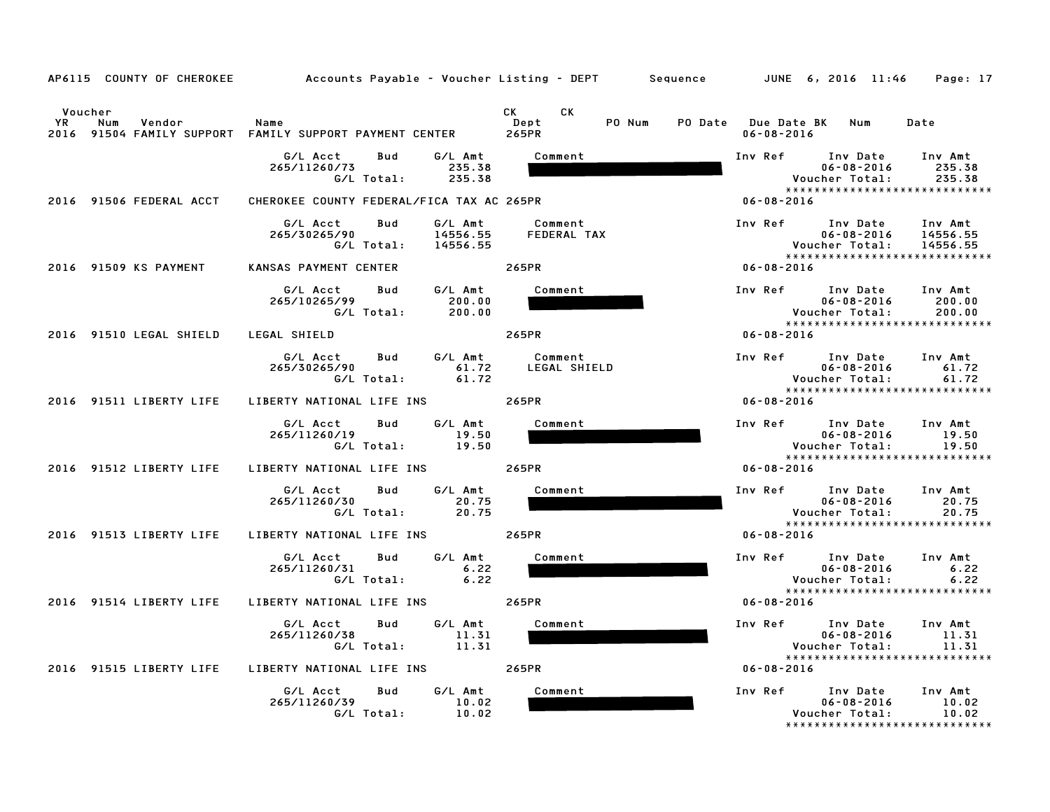AP6115 COUNTY OF CHEROKEE Accounts Payable - Voucher Listing - DEPT Sequence JUNE 6, 2016 11:46

| Voucher YR | Num | Vendor | Name | CK Dept | CK | PO Num | PO Date | Due Date BK | Num | Date |
|---|---|---|---|---|---|---|---|---|---|---|
| 2016 | 91504 | FAMILY SUPPORT | FAMILY SUPPORT PAYMENT CENTER | 265PR | | | | 06-08-2016 | | |

| G/L Acct | Bud | G/L Amt | Comment | Inv Ref | Inv Date | Inv Amt |
|---|---|---|---|---|---|---|
| 265/11260/73 | | 235.38 | | | 06-08-2016 | 235.38 |
| | G/L Total: | 235.38 | | | Voucher Total: | 235.38 |

****************************

| Voucher YR | Num | Vendor | Name | CK Dept | Due Date |
|---|---|---|---|---|---|
| 2016 | 91506 | FEDERAL ACCT | CHEROKEE COUNTY FEDERAL/FICA TAX AC | 265PR | 06-08-2016 |

| G/L Acct | Bud | G/L Amt | Comment | Inv Ref | Inv Date | Inv Amt |
|---|---|---|---|---|---|---|
| 265/30265/90 | | 14556.55 | FEDERAL TAX | | 06-08-2016 | 14556.55 |
| | G/L Total: | 14556.55 | | | Voucher Total: | 14556.55 |

****************************

| Voucher YR | Num | Vendor | Name | CK Dept | Due Date |
|---|---|---|---|---|---|
| 2016 | 91509 | KS PAYMENT | KANSAS PAYMENT CENTER | 265PR | 06-08-2016 |

| G/L Acct | Bud | G/L Amt | Comment | Inv Ref | Inv Date | Inv Amt |
|---|---|---|---|---|---|---|
| 265/10265/99 | | 200.00 | | | 06-08-2016 | 200.00 |
| | G/L Total: | 200.00 | | | Voucher Total: | 200.00 |

****************************

| Voucher YR | Num | Vendor | Name | CK Dept | Due Date |
|---|---|---|---|---|---|
| 2016 | 91510 | LEGAL SHIELD | LEGAL SHIELD | 265PR | 06-08-2016 |

| G/L Acct | Bud | G/L Amt | Comment | Inv Ref | Inv Date | Inv Amt |
|---|---|---|---|---|---|---|
| 265/30265/90 | | 61.72 | LEGAL SHIELD | | 06-08-2016 | 61.72 |
| | G/L Total: | 61.72 | | | Voucher Total: | 61.72 |

****************************

| Voucher YR | Num | Vendor | Name | CK Dept | Due Date |
|---|---|---|---|---|---|
| 2016 | 91511 | LIBERTY LIFE | LIBERTY NATIONAL LIFE INS | 265PR | 06-08-2016 |

| G/L Acct | Bud | G/L Amt | Comment | Inv Ref | Inv Date | Inv Amt |
|---|---|---|---|---|---|---|
| 265/11260/19 | | 19.50 | | | 06-08-2016 | 19.50 |
| | G/L Total: | 19.50 | | | Voucher Total: | 19.50 |

****************************

| Voucher YR | Num | Vendor | Name | CK Dept | Due Date |
|---|---|---|---|---|---|
| 2016 | 91512 | LIBERTY LIFE | LIBERTY NATIONAL LIFE INS | 265PR | 06-08-2016 |

| G/L Acct | Bud | G/L Amt | Comment | Inv Ref | Inv Date | Inv Amt |
|---|---|---|---|---|---|---|
| 265/11260/30 | | 20.75 | | | 06-08-2016 | 20.75 |
| | G/L Total: | 20.75 | | | Voucher Total: | 20.75 |

****************************

| Voucher YR | Num | Vendor | Name | CK Dept | Due Date |
|---|---|---|---|---|---|
| 2016 | 91513 | LIBERTY LIFE | LIBERTY NATIONAL LIFE INS | 265PR | 06-08-2016 |

| G/L Acct | Bud | G/L Amt | Comment | Inv Ref | Inv Date | Inv Amt |
|---|---|---|---|---|---|---|
| 265/11260/31 | | 6.22 | | | 06-08-2016 | 6.22 |
| | G/L Total: | 6.22 | | | Voucher Total: | 6.22 |

****************************

| Voucher YR | Num | Vendor | Name | CK Dept | Due Date |
|---|---|---|---|---|---|
| 2016 | 91514 | LIBERTY LIFE | LIBERTY NATIONAL LIFE INS | 265PR | 06-08-2016 |

| G/L Acct | Bud | G/L Amt | Comment | Inv Ref | Inv Date | Inv Amt |
|---|---|---|---|---|---|---|
| 265/11260/38 | | 11.31 | | | 06-08-2016 | 11.31 |
| | G/L Total: | 11.31 | | | Voucher Total: | 11.31 |

****************************

| Voucher YR | Num | Vendor | Name | CK Dept | Due Date |
|---|---|---|---|---|---|
| 2016 | 91515 | LIBERTY LIFE | LIBERTY NATIONAL LIFE INS | 265PR | 06-08-2016 |

| G/L Acct | Bud | G/L Amt | Comment | Inv Ref | Inv Date | Inv Amt |
|---|---|---|---|---|---|---|
| 265/11260/39 | | 10.02 | | | 06-08-2016 | 10.02 |
| | G/L Total: | 10.02 | | | Voucher Total: | 10.02 |

****************************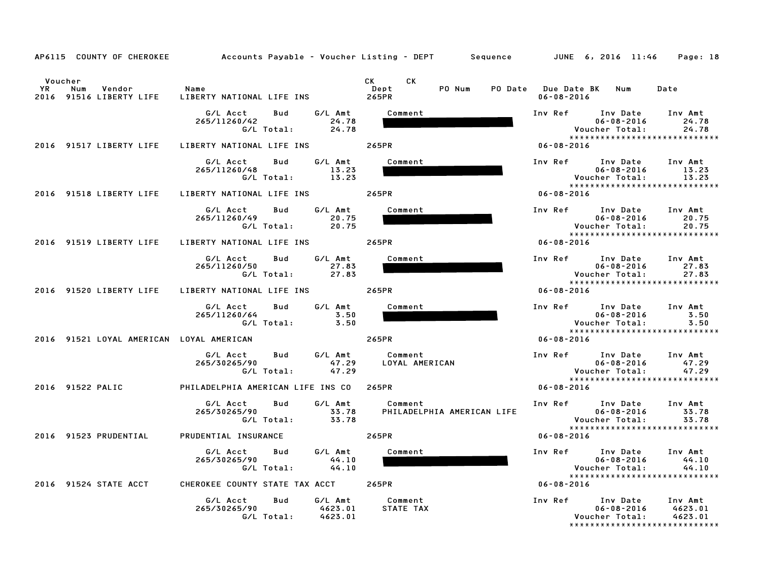AP6115 COUNTY OF CHEROKEE Accounts Payable - Voucher Listing - DEPT Sequence JUNE 6, 2016 11:46 Page: 18

| Voucher YR | Num | Vendor | Name | CK Dept | CK | PO Num | PO Date | Due Date | BK | Num | Date |
|---|---|---|---|---|---|---|---|---|---|---|---|
| 2016 | 91516 | LIBERTY LIFE | LIBERTY NATIONAL LIFE INS | 265PR | | | | 06-08-2016 | | | |

| G/L Acct | Bud | G/L Amt | Comment | Inv Ref | Inv Date | Inv Amt |
|---|---|---|---|---|---|---|
| 265/11260/42 | | 24.78 | | | 06-08-2016 | 24.78 |
| | G/L Total: | 24.78 | | | Voucher Total: | 24.78 |

****************************

| Voucher YR | Num | Vendor | Name | CK Dept | Due Date |
|---|---|---|---|---|---|
| 2016 | 91517 | LIBERTY LIFE | LIBERTY NATIONAL LIFE INS | 265PR | 06-08-2016 |

| G/L Acct | Bud | G/L Amt | Comment | Inv Ref | Inv Date | Inv Amt |
|---|---|---|---|---|---|---|
| 265/11260/48 | | 13.23 | | | 06-08-2016 | 13.23 |
| | G/L Total: | 13.23 | | | Voucher Total: | 13.23 |

****************************

| Voucher YR | Num | Vendor | Name | CK Dept | Due Date |
|---|---|---|---|---|---|
| 2016 | 91518 | LIBERTY LIFE | LIBERTY NATIONAL LIFE INS | 265PR | 06-08-2016 |

| G/L Acct | Bud | G/L Amt | Comment | Inv Ref | Inv Date | Inv Amt |
|---|---|---|---|---|---|---|
| 265/11260/49 | | 20.75 | | | 06-08-2016 | 20.75 |
| | G/L Total: | 20.75 | | | Voucher Total: | 20.75 |

****************************

| Voucher YR | Num | Vendor | Name | CK Dept | Due Date |
|---|---|---|---|---|---|
| 2016 | 91519 | LIBERTY LIFE | LIBERTY NATIONAL LIFE INS | 265PR | 06-08-2016 |

| G/L Acct | Bud | G/L Amt | Comment | Inv Ref | Inv Date | Inv Amt |
|---|---|---|---|---|---|---|
| 265/11260/50 | | 27.83 | | | 06-08-2016 | 27.83 |
| | G/L Total: | 27.83 | | | Voucher Total: | 27.83 |

****************************

| Voucher YR | Num | Vendor | Name | CK Dept | Due Date |
|---|---|---|---|---|---|
| 2016 | 91520 | LIBERTY LIFE | LIBERTY NATIONAL LIFE INS | 265PR | 06-08-2016 |

| G/L Acct | Bud | G/L Amt | Comment | Inv Ref | Inv Date | Inv Amt |
|---|---|---|---|---|---|---|
| 265/11260/64 | | 3.50 | | | 06-08-2016 | 3.50 |
| | G/L Total: | 3.50 | | | Voucher Total: | 3.50 |

****************************

| Voucher YR | Num | Vendor | Name | CK Dept | Due Date |
|---|---|---|---|---|---|
| 2016 | 91521 | LOYAL AMERICAN | LOYAL AMERICAN | 265PR | 06-08-2016 |

| G/L Acct | Bud | G/L Amt | Comment | Inv Ref | Inv Date | Inv Amt |
|---|---|---|---|---|---|---|
| 265/30265/90 | | 47.29 | LOYAL AMERICAN | | 06-08-2016 | 47.29 |
| | G/L Total: | 47.29 | | | Voucher Total: | 47.29 |

****************************

| Voucher YR | Num | Vendor | Name | CK Dept | Due Date |
|---|---|---|---|---|---|
| 2016 | 91522 | PALIC | PHILADELPHIA AMERICAN LIFE INS CO | 265PR | 06-08-2016 |

| G/L Acct | Bud | G/L Amt | Comment | Inv Ref | Inv Date | Inv Amt |
|---|---|---|---|---|---|---|
| 265/30265/90 | | 33.78 | PHILADELPHIA AMERICAN LIFE | | 06-08-2016 | 33.78 |
| | G/L Total: | 33.78 | | | Voucher Total: | 33.78 |

****************************

| Voucher YR | Num | Vendor | Name | CK Dept | Due Date |
|---|---|---|---|---|---|
| 2016 | 91523 | PRUDENTIAL | PRUDENTIAL INSURANCE | 265PR | 06-08-2016 |

| G/L Acct | Bud | G/L Amt | Comment | Inv Ref | Inv Date | Inv Amt |
|---|---|---|---|---|---|---|
| 265/30265/90 | | 44.10 | | | 06-08-2016 | 44.10 |
| | G/L Total: | 44.10 | | | Voucher Total: | 44.10 |

****************************

| Voucher YR | Num | Vendor | Name | CK Dept | Due Date |
|---|---|---|---|---|---|
| 2016 | 91524 | STATE ACCT | CHEROKEE COUNTY STATE TAX ACCT | 265PR | 06-08-2016 |

| G/L Acct | Bud | G/L Amt | Comment | Inv Ref | Inv Date | Inv Amt |
|---|---|---|---|---|---|---|
| 265/30265/90 | | 4623.01 | STATE TAX | | 06-08-2016 | 4623.01 |
| | G/L Total: | 4623.01 | | | Voucher Total: | 4623.01 |

****************************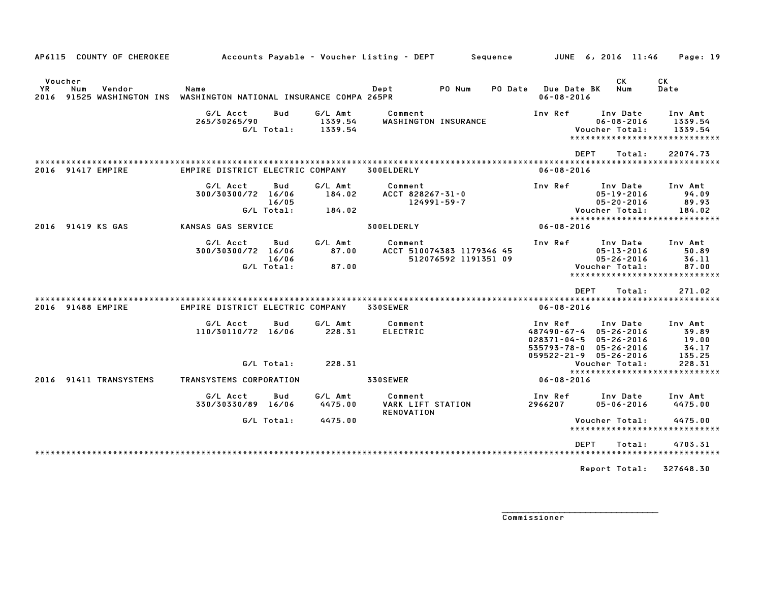AP6115 COUNTY OF CHEROKEE — Accounts Payable - Voucher Listing - DEPT — Sequence — JUNE 6, 2016 11:46

| Voucher YR | Num | Vendor | Name | Dept | PO Num | PO Date | Due Date BK | CK Num | CK Date |
|---|---|---|---|---|---|---|---|---|---|
| 2016 | 91525 | WASHINGTON INS | WASHINGTON NATIONAL INSURANCE COMPA | 265PR | | | 06-08-2016 | | |

| G/L Acct | Bud | G/L Amt | Comment | Inv Ref | Inv Date | Inv Amt |
|---|---|---|---|---|---|---|
| 265/30265/90 | | 1339.54 | WASHINGTON INSURANCE | | 06-08-2016 | 1339.54 |
| | G/L Total: | 1339.54 | | | Voucher Total: | 1339.54 |

DEPT Total: 22074.73

| YR | Num | Vendor | Name | Dept | Due Date |
|---|---|---|---|---|---|
| 2016 | 91417 | EMPIRE | EMPIRE DISTRICT ELECTRIC COMPANY | 300ELDERLY | 06-08-2016 |

| G/L Acct | Bud | G/L Amt | Comment | Inv Ref | Inv Date | Inv Amt |
|---|---|---|---|---|---|---|
| 300/30300/72 | 16/06 | 184.02 | ACCT 828267-31-0 | | 05-19-2016 | 94.09 |
| | 16/05 | | 124991-59-7 | | 05-20-2016 | 89.93 |
| | G/L Total: | 184.02 | | | Voucher Total: | 184.02 |

| YR | Num | Vendor | Name | Dept | Due Date |
|---|---|---|---|---|---|
| 2016 | 91419 | KS GAS | KANSAS GAS SERVICE | 300ELDERLY | 06-08-2016 |

| G/L Acct | Bud | G/L Amt | Comment | Inv Ref | Inv Date | Inv Amt |
|---|---|---|---|---|---|---|
| 300/30300/72 | 16/06 | 87.00 | ACCT 510074383 1179346 45 | | 05-13-2016 | 50.89 |
| | 16/06 | | 512076592 1191351 09 | | 05-26-2016 | 36.11 |
| | G/L Total: | 87.00 | | | Voucher Total: | 87.00 |

DEPT Total: 271.02

| YR | Num | Vendor | Name | Dept | Due Date |
|---|---|---|---|---|---|
| 2016 | 91488 | EMPIRE | EMPIRE DISTRICT ELECTRIC COMPANY | 330SEWER | 06-08-2016 |

| G/L Acct | Bud | G/L Amt | Comment | Inv Ref | Inv Date | Inv Amt |
|---|---|---|---|---|---|---|
| 110/30110/72 | 16/06 | 228.31 | ELECTRIC | 487490-67-4 | 05-26-2016 | 39.89 |
| | | | | 028371-04-5 | 05-26-2016 | 19.00 |
| | | | | 535793-78-0 | 05-26-2016 | 34.17 |
| | | | | 059522-21-9 | 05-26-2016 | 135.25 |
| | G/L Total: | 228.31 | | | Voucher Total: | 228.31 |

| YR | Num | Vendor | Name | Dept | Due Date |
|---|---|---|---|---|---|
| 2016 | 91411 | TRANSYSTEMS | TRANSYSTEMS CORPORATION | 330SEWER | 06-08-2016 |

| G/L Acct | Bud | G/L Amt | Comment | Inv Ref | Inv Date | Inv Amt |
|---|---|---|---|---|---|---|
| 330/30330/89 | 16/06 | 4475.00 | VARK LIFT STATION RENOVATION | 2966207 | 05-06-2016 | 4475.00 |
| | G/L Total: | 4475.00 | | | Voucher Total: | 4475.00 |

DEPT Total: 4703.31

Report Total: 327648.30

______________________________
Commissioner